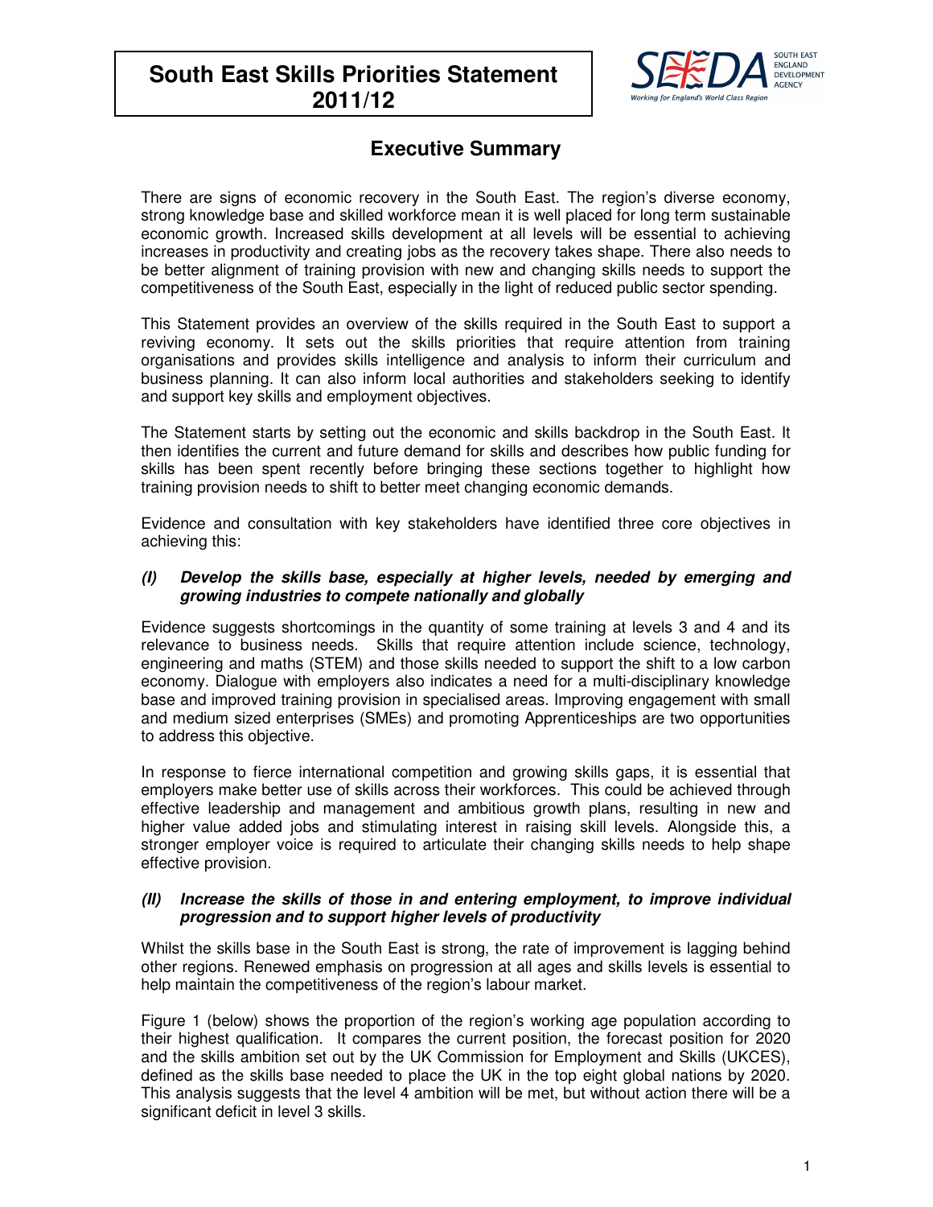# South East Skills Priorities Statement 2011/12

SOUTH EAST ENGLAND DEVELOPMENT AGENCY

*Working for England's World Class Region*

## Executive Summary

There are signs of economic recovery in the South East. The region's diverse economy, strong knowledge base and skilled workforce mean it is well placed for long term sustainable economic growth. Increased skills development at all levels will be essential to achieving increases in productivity and creating jobs as the recovery takes shape. There also needs to be better alignment of training provision with new and changing skills needs to support the competitiveness of the South East, especially in the light of reduced public sector spending.

This Statement provides an overview of the skills required in the South East to support a reviving economy. It sets out the skills priorities that require attention from training organisations and provides skills intelligence and analysis to inform their curriculum and business planning. It can also inform local authorities and stakeholders seeking to identify and support key skills and employment objectives.

The Statement starts by setting out the economic and skills backdrop in the South East. It then identifies the current and future demand for skills and describes how public funding for skills has been spent recently before bringing these sections together to highlight how training provision needs to shift to better meet changing economic demands.

Evidence and consultation with key stakeholders have identified three core objectives in achieving this:

### *(I) Develop the skills base, especially at higher levels, needed by emerging and growing industries to compete nationally and globally*

Evidence suggests shortcomings in the quantity of some training at levels 3 and 4 and its relevance to business needs. Skills that require attention include science, technology, engineering and maths (STEM) and those skills needed to support the shift to a low carbon economy. Dialogue with employers also indicates a need for a multi-disciplinary knowledge base and improved training provision in specialised areas. Improving engagement with small and medium sized enterprises (SMEs) and promoting Apprenticeships are two opportunities to address this objective.

In response to fierce international competition and growing skills gaps, it is essential that employers make better use of skills across their workforces. This could be achieved through effective leadership and management and ambitious growth plans, resulting in new and higher value added jobs and stimulating interest in raising skill levels. Alongside this, a stronger employer voice is required to articulate their changing skills needs to help shape effective provision.

### *(II) Increase the skills of those in and entering employment, to improve individual progression and to support higher levels of productivity*

Whilst the skills base in the South East is strong, the rate of improvement is lagging behind other regions. Renewed emphasis on progression at all ages and skills levels is essential to help maintain the competitiveness of the region's labour market.

Figure 1 (below) shows the proportion of the region's working age population according to their highest qualification. It compares the current position, the forecast position for 2020 and the skills ambition set out by the UK Commission for Employment and Skills (UKCES), defined as the skills base needed to place the UK in the top eight global nations by 2020. This analysis suggests that the level 4 ambition will be met, but without action there will be a significant deficit in level 3 skills.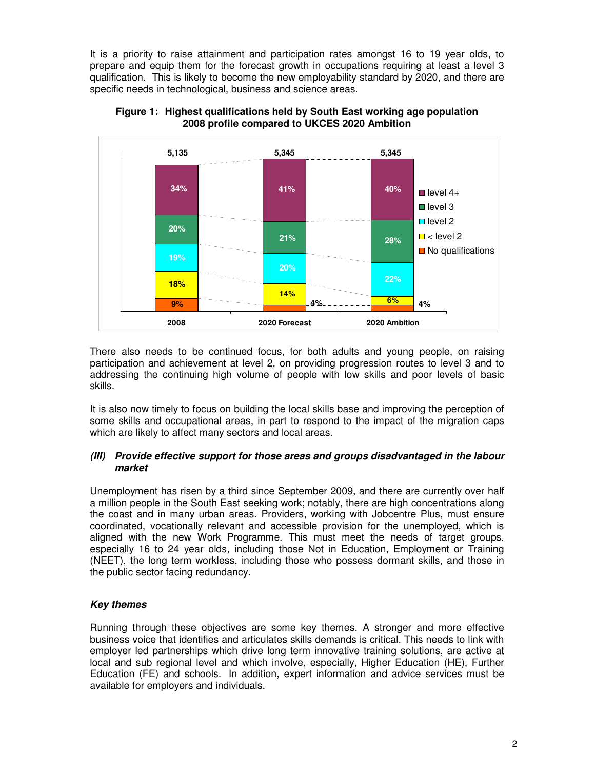It is a priority to raise attainment and participation rates amongst 16 to 19 year olds, to prepare and equip them for the forecast growth in occupations requiring at least a level 3 qualification. This is likely to become the new employability standard by 2020, and there are specific needs in technological, business and science areas.

**Figure 1: Highest qualifications held by South East working age population 2008 profile compared to UKCES 2020 Ambition**

| | 2008 | 2020 Forecast | 2020 Ambition |
|---|---|---|---|
| Total | 5,135 | 5,345 | 5,345 |
| level 4+ | 34% | 41% | 40% |
| level 3 | 20% | 21% | 28% |
| level 2 | 19% | 20% | 22% |
| < level 2 | 18% | 14% | 6% |
| No qualifications | 9% | 4% | 4% |

There also needs to be continued focus, for both adults and young people, on raising participation and achievement at level 2, on providing progression routes to level 3 and to addressing the continuing high volume of people with low skills and poor levels of basic skills.

It is also now timely to focus on building the local skills base and improving the perception of some skills and occupational areas, in part to respond to the impact of the migration caps which are likely to affect many sectors and local areas.

### *(III) Provide effective support for those areas and groups disadvantaged in the labour market*

Unemployment has risen by a third since September 2009, and there are currently over half a million people in the South East seeking work; notably, there are high concentrations along the coast and in many urban areas. Providers, working with Jobcentre Plus, must ensure coordinated, vocationally relevant and accessible provision for the unemployed, which is aligned with the new Work Programme. This must meet the needs of target groups, especially 16 to 24 year olds, including those Not in Education, Employment or Training (NEET), the long term workless, including those who possess dormant skills, and those in the public sector facing redundancy.

### *Key themes*

Running through these objectives are some key themes. A stronger and more effective business voice that identifies and articulates skills demands is critical. This needs to link with employer led partnerships which drive long term innovative training solutions, are active at local and sub regional level and which involve, especially, Higher Education (HE), Further Education (FE) and schools. In addition, expert information and advice services must be available for employers and individuals.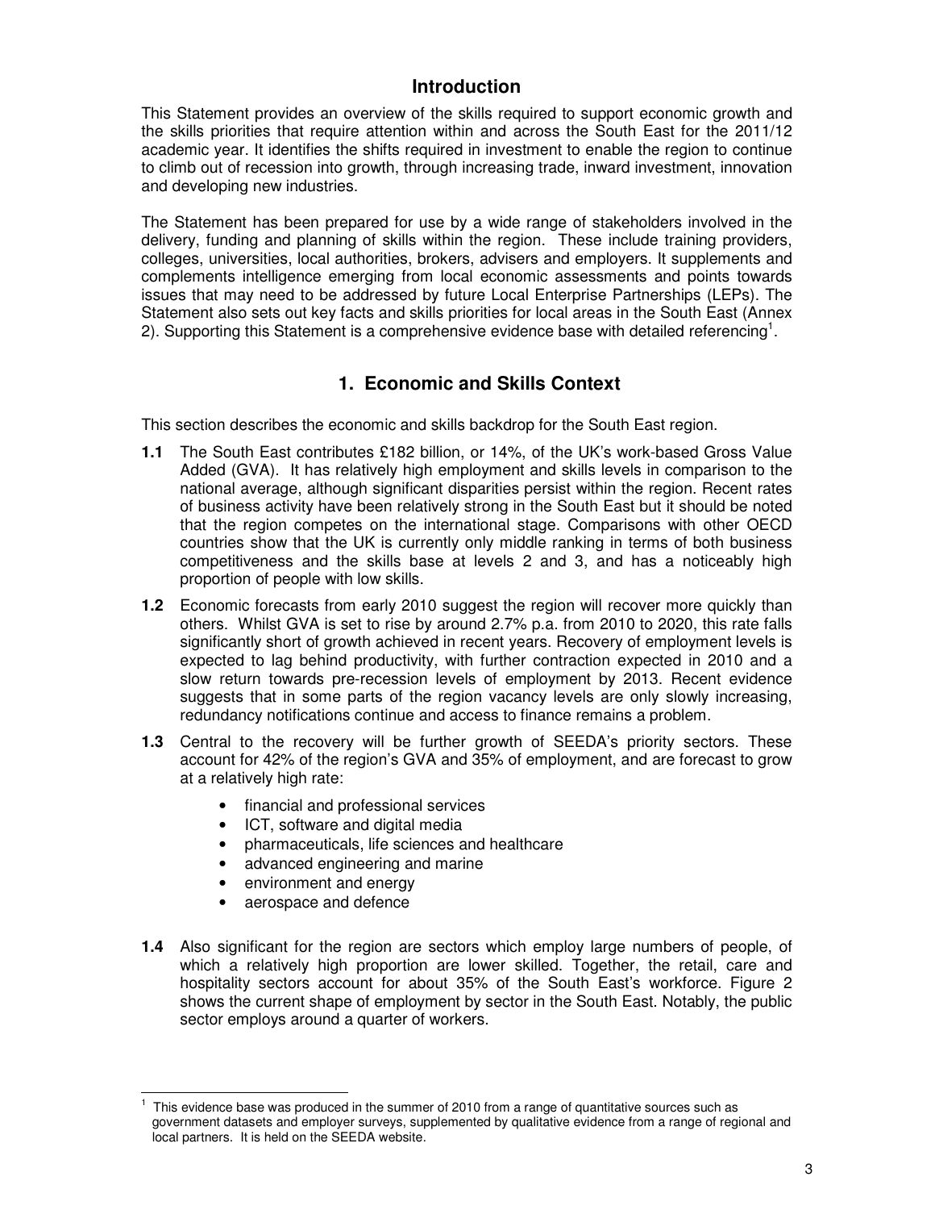## Introduction

This Statement provides an overview of the skills required to support economic growth and the skills priorities that require attention within and across the South East for the 2011/12 academic year. It identifies the shifts required in investment to enable the region to continue to climb out of recession into growth, through increasing trade, inward investment, innovation and developing new industries.

The Statement has been prepared for use by a wide range of stakeholders involved in the delivery, funding and planning of skills within the region. These include training providers, colleges, universities, local authorities, brokers, advisers and employers. It supplements and complements intelligence emerging from local economic assessments and points towards issues that may need to be addressed by future Local Enterprise Partnerships (LEPs). The Statement also sets out key facts and skills priorities for local areas in the South East (Annex 2). Supporting this Statement is a comprehensive evidence base with detailed referencing[1].

## 1. Economic and Skills Context

This section describes the economic and skills backdrop for the South East region.

**1.1** The South East contributes £182 billion, or 14%, of the UK's work-based Gross Value Added (GVA). It has relatively high employment and skills levels in comparison to the national average, although significant disparities persist within the region. Recent rates of business activity have been relatively strong in the South East but it should be noted that the region competes on the international stage. Comparisons with other OECD countries show that the UK is currently only middle ranking in terms of both business competitiveness and the skills base at levels 2 and 3, and has a noticeably high proportion of people with low skills.

**1.2** Economic forecasts from early 2010 suggest the region will recover more quickly than others. Whilst GVA is set to rise by around 2.7% p.a. from 2010 to 2020, this rate falls significantly short of growth achieved in recent years. Recovery of employment levels is expected to lag behind productivity, with further contraction expected in 2010 and a slow return towards pre-recession levels of employment by 2013. Recent evidence suggests that in some parts of the region vacancy levels are only slowly increasing, redundancy notifications continue and access to finance remains a problem.

**1.3** Central to the recovery will be further growth of SEEDA's priority sectors. These account for 42% of the region's GVA and 35% of employment, and are forecast to grow at a relatively high rate:

- financial and professional services
- ICT, software and digital media
- pharmaceuticals, life sciences and healthcare
- advanced engineering and marine
- environment and energy
- aerospace and defence

**1.4** Also significant for the region are sectors which employ large numbers of people, of which a relatively high proportion are lower skilled. Together, the retail, care and hospitality sectors account for about 35% of the South East's workforce. Figure 2 shows the current shape of employment by sector in the South East. Notably, the public sector employs around a quarter of workers.

---

[1] This evidence base was produced in the summer of 2010 from a range of quantitative sources such as government datasets and employer surveys, supplemented by qualitative evidence from a range of regional and local partners. It is held on the SEEDA website.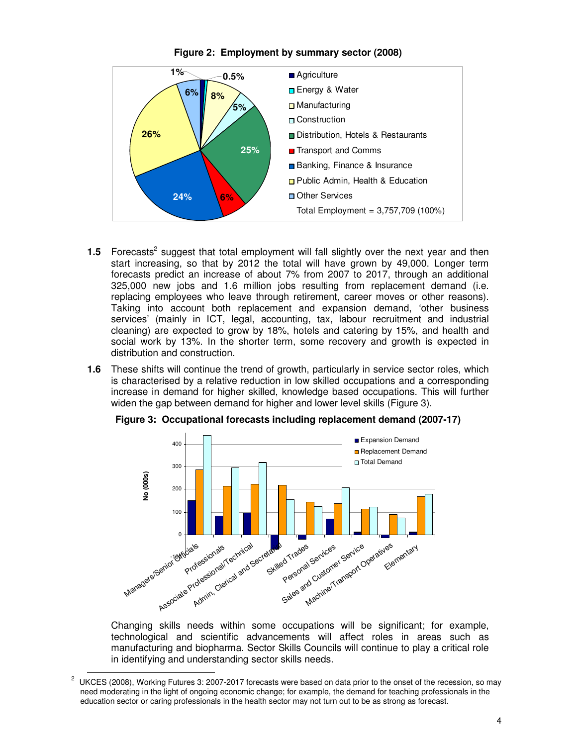**Figure 2: Employment by summary sector (2008)**

**Figure 2 legend and values (read from the chart):**

- Agriculture: 1%
- Energy & Water: 0.5%
- Manufacturing: 8%
- Construction: 5%
- Distribution, Hotels & Restaurants: 25%
- Transport and Comms: 6%
- Banking, Finance & Insurance: 24%
- Public Admin, Health & Education: 26%
- Other Services: 6%

Total Employment = 3,757,709 (100%)

**1.5** Forecasts[2] suggest that total employment will fall slightly over the next year and then start increasing, so that by 2012 the total will have grown by 49,000. Longer term forecasts predict an increase of about 7% from 2007 to 2017, through an additional 325,000 new jobs and 1.6 million jobs resulting from replacement demand (i.e. replacing employees who leave through retirement, career moves or other reasons). Taking into account both replacement and expansion demand, 'other business services' (mainly in ICT, legal, accounting, tax, labour recruitment and industrial cleaning) are expected to grow by 18%, hotels and catering by 15%, and health and social work by 13%. In the shorter term, some recovery and growth is expected in distribution and construction.

**1.6** These shifts will continue the trend of growth, particularly in service sector roles, which is characterised by a relative reduction in low skilled occupations and a corresponding increase in demand for higher skilled, knowledge based occupations. This will further widen the gap between demand for higher and lower level skills (Figure 3).

**Figure 3: Occupational forecasts including replacement demand (2007-17)**

**Figure 3:** bar chart of Expansion Demand, Replacement Demand and Total Demand, No (000s), for: Managers/Senior Officials, Professionals, Associate Professional/Technical, Admin, Clerical and Secretarial, Skilled Trades, Personal Services, Sales and Customer Service, Machine/Transport Operatives, Elementary.

Changing skills needs within some occupations will be significant; for example, technological and scientific advancements will affect roles in areas such as manufacturing and biopharma. Sector Skills Councils will continue to play a critical role in identifying and understanding sector skills needs.

---

[2] UKCES (2008), Working Futures 3: 2007-2017 forecasts were based on data prior to the onset of the recession, so may need moderating in the light of ongoing economic change; for example, the demand for teaching professionals in the education sector or caring professionals in the health sector may not turn out to be as strong as forecast.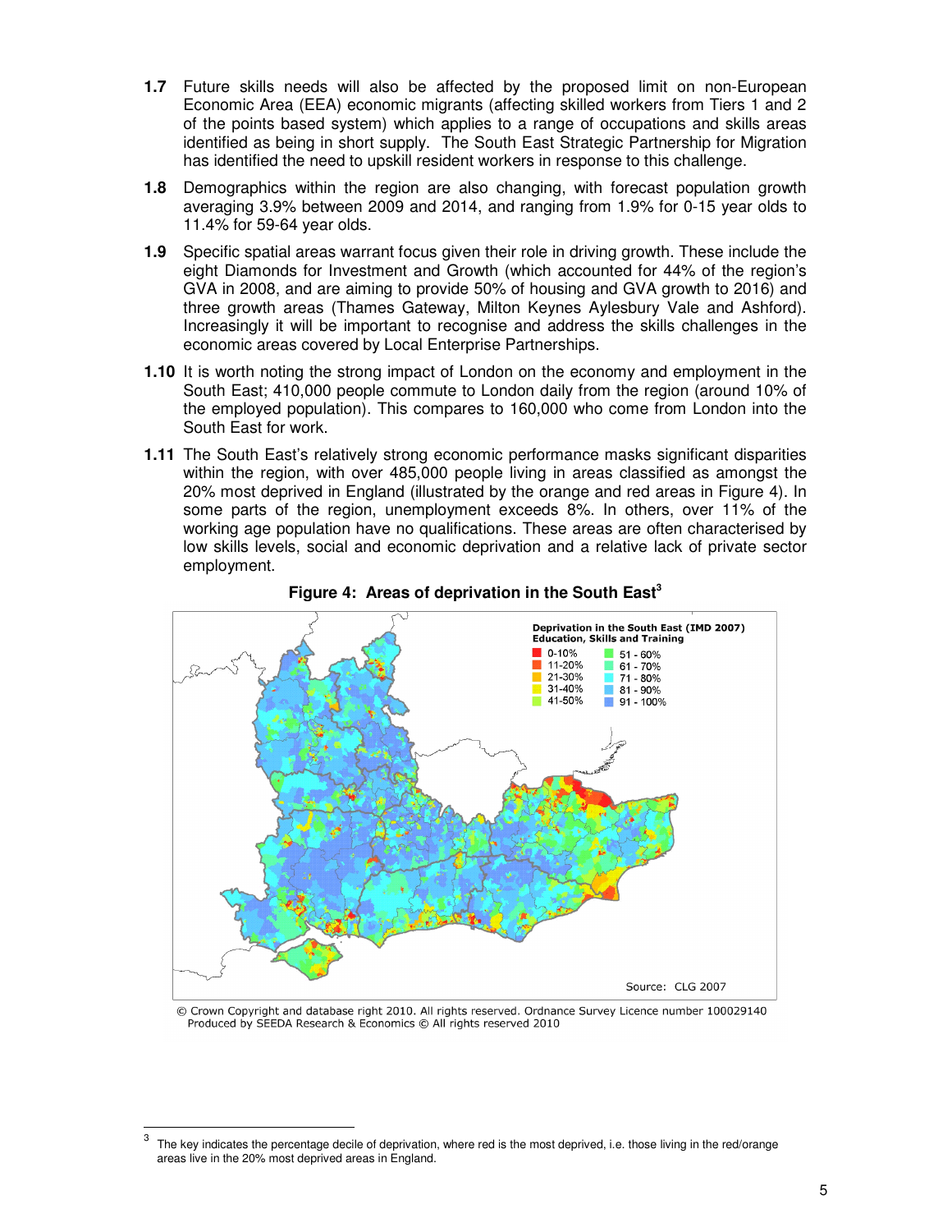**1.7** Future skills needs will also be affected by the proposed limit on non-European Economic Area (EEA) economic migrants (affecting skilled workers from Tiers 1 and 2 of the points based system) which applies to a range of occupations and skills areas identified as being in short supply. The South East Strategic Partnership for Migration has identified the need to upskill resident workers in response to this challenge.

**1.8** Demographics within the region are also changing, with forecast population growth averaging 3.9% between 2009 and 2014, and ranging from 1.9% for 0-15 year olds to 11.4% for 59-64 year olds.

**1.9** Specific spatial areas warrant focus given their role in driving growth. These include the eight Diamonds for Investment and Growth (which accounted for 44% of the region's GVA in 2008, and are aiming to provide 50% of housing and GVA growth to 2016) and three growth areas (Thames Gateway, Milton Keynes Aylesbury Vale and Ashford). Increasingly it will be important to recognise and address the skills challenges in the economic areas covered by Local Enterprise Partnerships.

**1.10** It is worth noting the strong impact of London on the economy and employment in the South East; 410,000 people commute to London daily from the region (around 10% of the employed population). This compares to 160,000 who come from London into the South East for work.

**1.11** The South East's relatively strong economic performance masks significant disparities within the region, with over 485,000 people living in areas classified as amongst the 20% most deprived in England (illustrated by the orange and red areas in Figure 4). In some parts of the region, unemployment exceeds 8%. In others, over 11% of the working age population have no qualifications. These areas are often characterised by low skills levels, social and economic deprivation and a relative lack of private sector employment.

**Figure 4: Areas of deprivation in the South East**[3]

Deprivation in the South East (IMD 2007)
Education, Skills and Training

| | |
|---|---|
| 0-10% | 51 - 60% |
| 11-20% | 61 - 70% |
| 21-30% | 71 - 80% |
| 31-40% | 81 - 90% |
| 41-50% | 91 - 100% |

Source: CLG 2007

© Crown Copyright and database right 2010. All rights reserved. Ordnance Survey Licence number 100029140
Produced by SEEDA Research & Economics © All rights reserved 2010

[3] The key indicates the percentage decile of deprivation, where red is the most deprived, i.e. those living in the red/orange areas live in the 20% most deprived areas in England.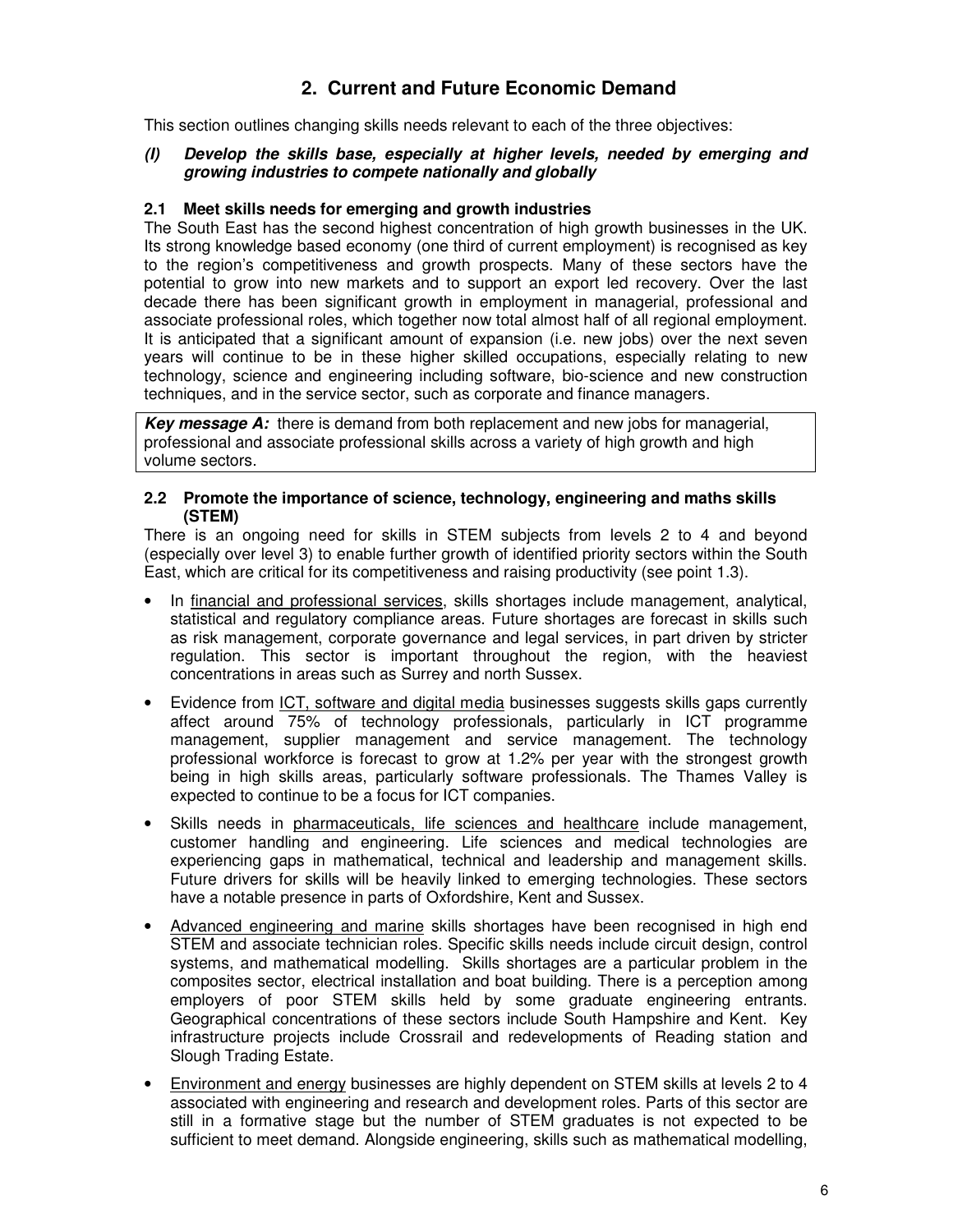## 2. Current and Future Economic Demand

This section outlines changing skills needs relevant to each of the three objectives:

***(I) Develop the skills base, especially at higher levels, needed by emerging and growing industries to compete nationally and globally***

### 2.1 Meet skills needs for emerging and growth industries

The South East has the second highest concentration of high growth businesses in the UK. Its strong knowledge based economy (one third of current employment) is recognised as key to the region's competitiveness and growth prospects. Many of these sectors have the potential to grow into new markets and to support an export led recovery. Over the last decade there has been significant growth in employment in managerial, professional and associate professional roles, which together now total almost half of all regional employment. It is anticipated that a significant amount of expansion (i.e. new jobs) over the next seven years will continue to be in these higher skilled occupations, especially relating to new technology, science and engineering including software, bio-science and new construction techniques, and in the service sector, such as corporate and finance managers.

> ***Key message A:*** there is demand from both replacement and new jobs for managerial, professional and associate professional skills across a variety of high growth and high volume sectors.

### 2.2 Promote the importance of science, technology, engineering and maths skills (STEM)

There is an ongoing need for skills in STEM subjects from levels 2 to 4 and beyond (especially over level 3) to enable further growth of identified priority sectors within the South East, which are critical for its competitiveness and raising productivity (see point 1.3).

- In <u>financial and professional services</u>, skills shortages include management, analytical, statistical and regulatory compliance areas. Future shortages are forecast in skills such as risk management, corporate governance and legal services, in part driven by stricter regulation. This sector is important throughout the region, with the heaviest concentrations in areas such as Surrey and north Sussex.
- Evidence from <u>ICT, software and digital media</u> businesses suggests skills gaps currently affect around 75% of technology professionals, particularly in ICT programme management, supplier management and service management. The technology professional workforce is forecast to grow at 1.2% per year with the strongest growth being in high skills areas, particularly software professionals. The Thames Valley is expected to continue to be a focus for ICT companies.
- Skills needs in <u>pharmaceuticals, life sciences and healthcare</u> include management, customer handling and engineering. Life sciences and medical technologies are experiencing gaps in mathematical, technical and leadership and management skills. Future drivers for skills will be heavily linked to emerging technologies. These sectors have a notable presence in parts of Oxfordshire, Kent and Sussex.
- <u>Advanced engineering and marine</u> skills shortages have been recognised in high end STEM and associate technician roles. Specific skills needs include circuit design, control systems, and mathematical modelling. Skills shortages are a particular problem in the composites sector, electrical installation and boat building. There is a perception among employers of poor STEM skills held by some graduate engineering entrants. Geographical concentrations of these sectors include South Hampshire and Kent. Key infrastructure projects include Crossrail and redevelopments of Reading station and Slough Trading Estate.
- <u>Environment and energy</u> businesses are highly dependent on STEM skills at levels 2 to 4 associated with engineering and research and development roles. Parts of this sector are still in a formative stage but the number of STEM graduates is not expected to be sufficient to meet demand. Alongside engineering, skills such as mathematical modelling,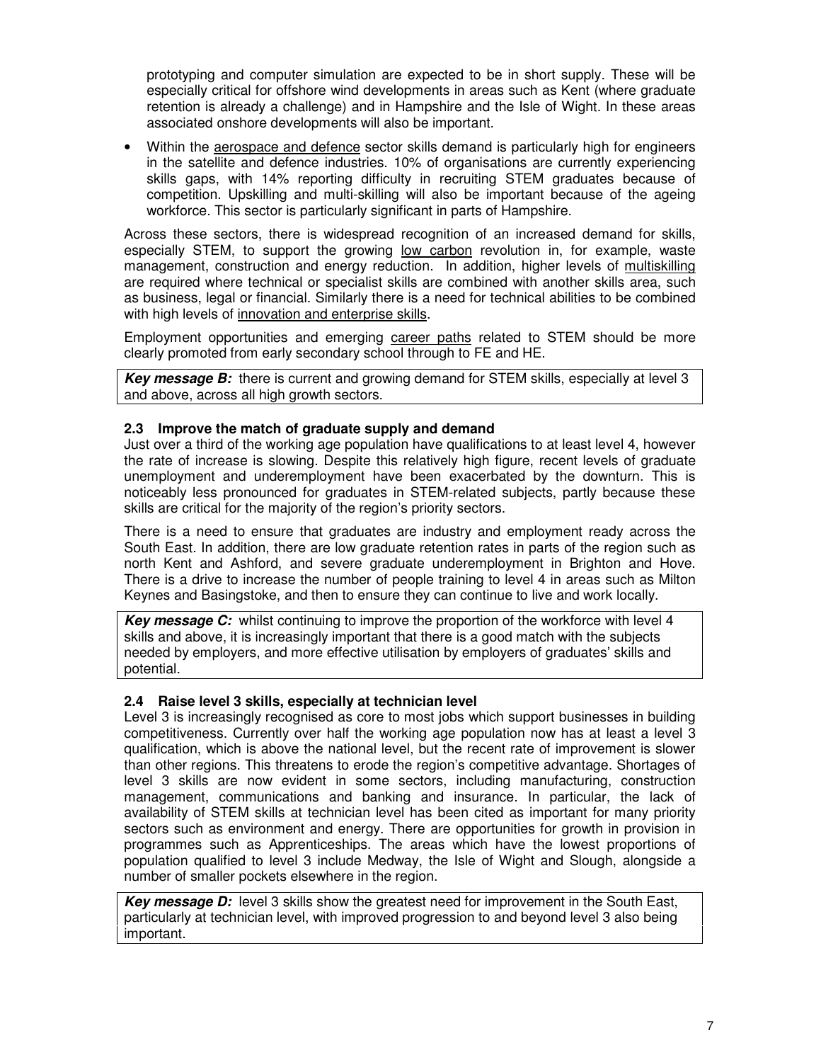prototyping and computer simulation are expected to be in short supply. These will be especially critical for offshore wind developments in areas such as Kent (where graduate retention is already a challenge) and in Hampshire and the Isle of Wight. In these areas associated onshore developments will also be important.

- Within the aerospace and defence sector skills demand is particularly high for engineers in the satellite and defence industries. 10% of organisations are currently experiencing skills gaps, with 14% reporting difficulty in recruiting STEM graduates because of competition. Upskilling and multi-skilling will also be important because of the ageing workforce. This sector is particularly significant in parts of Hampshire.

Across these sectors, there is widespread recognition of an increased demand for skills, especially STEM, to support the growing low carbon revolution in, for example, waste management, construction and energy reduction. In addition, higher levels of multiskilling are required where technical or specialist skills are combined with another skills area, such as business, legal or financial. Similarly there is a need for technical abilities to be combined with high levels of innovation and enterprise skills.

Employment opportunities and emerging career paths related to STEM should be more clearly promoted from early secondary school through to FE and HE.

***Key message B:*** there is current and growing demand for STEM skills, especially at level 3 and above, across all high growth sectors.

### 2.3 Improve the match of graduate supply and demand

Just over a third of the working age population have qualifications to at least level 4, however the rate of increase is slowing. Despite this relatively high figure, recent levels of graduate unemployment and underemployment have been exacerbated by the downturn. This is noticeably less pronounced for graduates in STEM-related subjects, partly because these skills are critical for the majority of the region's priority sectors.

There is a need to ensure that graduates are industry and employment ready across the South East. In addition, there are low graduate retention rates in parts of the region such as north Kent and Ashford, and severe graduate underemployment in Brighton and Hove. There is a drive to increase the number of people training to level 4 in areas such as Milton Keynes and Basingstoke, and then to ensure they can continue to live and work locally.

***Key message C:*** whilst continuing to improve the proportion of the workforce with level 4 skills and above, it is increasingly important that there is a good match with the subjects needed by employers, and more effective utilisation by employers of graduates' skills and potential.

### 2.4 Raise level 3 skills, especially at technician level

Level 3 is increasingly recognised as core to most jobs which support businesses in building competitiveness. Currently over half the working age population now has at least a level 3 qualification, which is above the national level, but the recent rate of improvement is slower than other regions. This threatens to erode the region's competitive advantage. Shortages of level 3 skills are now evident in some sectors, including manufacturing, construction management, communications and banking and insurance. In particular, the lack of availability of STEM skills at technician level has been cited as important for many priority sectors such as environment and energy. There are opportunities for growth in provision in programmes such as Apprenticeships. The areas which have the lowest proportions of population qualified to level 3 include Medway, the Isle of Wight and Slough, alongside a number of smaller pockets elsewhere in the region.

***Key message D:*** level 3 skills show the greatest need for improvement in the South East, particularly at technician level, with improved progression to and beyond level 3 also being important.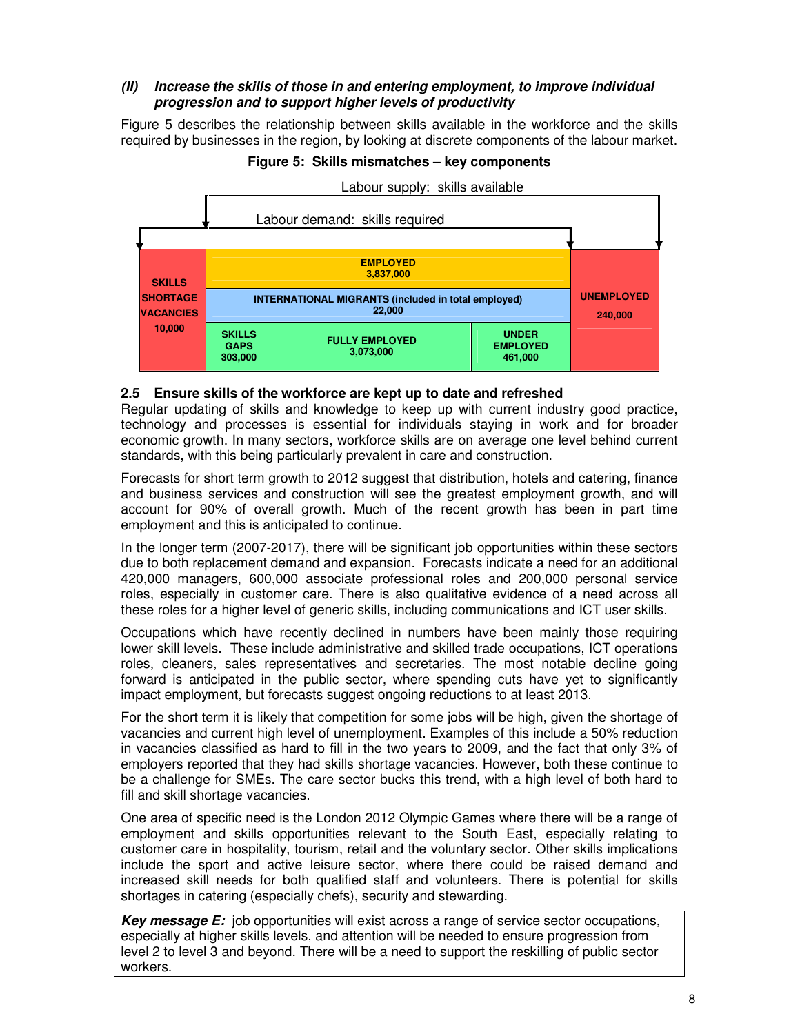### *(II) Increase the skills of those in and entering employment, to improve individual progression and to support higher levels of productivity*

Figure 5 describes the relationship between skills available in the workforce and the skills required by businesses in the region, by looking at discrete components of the labour market.

**Figure 5: Skills mismatches – key components**

Labour supply: skills available

Labour demand: skills required

| SKILLS SHORTAGE VACANCIES 10,000 | EMPLOYED 3,837,000 | | | UNEMPLOYED 240,000 |
|---|---|---|---|---|
| | INTERNATIONAL MIGRANTS (included in total employed) 22,000 | | | |
| | SKILLS GAPS 303,000 | FULLY EMPLOYED 3,073,000 | UNDER EMPLOYED 461,000 | |

### 2.5 Ensure skills of the workforce are kept up to date and refreshed

Regular updating of skills and knowledge to keep up with current industry good practice, technology and processes is essential for individuals staying in work and for broader economic growth. In many sectors, workforce skills are on average one level behind current standards, with this being particularly prevalent in care and construction.

Forecasts for short term growth to 2012 suggest that distribution, hotels and catering, finance and business services and construction will see the greatest employment growth, and will account for 90% of overall growth. Much of the recent growth has been in part time employment and this is anticipated to continue.

In the longer term (2007-2017), there will be significant job opportunities within these sectors due to both replacement demand and expansion. Forecasts indicate a need for an additional 420,000 managers, 600,000 associate professional roles and 200,000 personal service roles, especially in customer care. There is also qualitative evidence of a need across all these roles for a higher level of generic skills, including communications and ICT user skills.

Occupations which have recently declined in numbers have been mainly those requiring lower skill levels. These include administrative and skilled trade occupations, ICT operations roles, cleaners, sales representatives and secretaries. The most notable decline going forward is anticipated in the public sector, where spending cuts have yet to significantly impact employment, but forecasts suggest ongoing reductions to at least 2013.

For the short term it is likely that competition for some jobs will be high, given the shortage of vacancies and current high level of unemployment. Examples of this include a 50% reduction in vacancies classified as hard to fill in the two years to 2009, and the fact that only 3% of employers reported that they had skills shortage vacancies. However, both these continue to be a challenge for SMEs. The care sector bucks this trend, with a high level of both hard to fill and skill shortage vacancies.

One area of specific need is the London 2012 Olympic Games where there will be a range of employment and skills opportunities relevant to the South East, especially relating to customer care in hospitality, tourism, retail and the voluntary sector. Other skills implications include the sport and active leisure sector, where there could be raised demand and increased skill needs for both qualified staff and volunteers. There is potential for skills shortages in catering (especially chefs), security and stewarding.

> ***Key message E:*** job opportunities will exist across a range of service sector occupations, especially at higher skills levels, and attention will be needed to ensure progression from level 2 to level 3 and beyond. There will be a need to support the reskilling of public sector workers.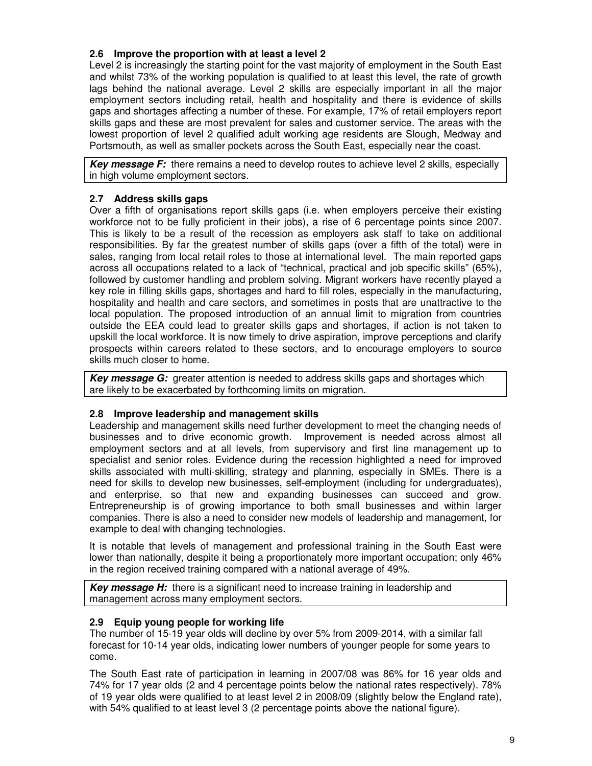### 2.6 Improve the proportion with at least a level 2

Level 2 is increasingly the starting point for the vast majority of employment in the South East and whilst 73% of the working population is qualified to at least this level, the rate of growth lags behind the national average. Level 2 skills are especially important in all the major employment sectors including retail, health and hospitality and there is evidence of skills gaps and shortages affecting a number of these. For example, 17% of retail employers report skills gaps and these are most prevalent for sales and customer service. The areas with the lowest proportion of level 2 qualified adult working age residents are Slough, Medway and Portsmouth, as well as smaller pockets across the South East, especially near the coast.

> ***Key message F:*** there remains a need to develop routes to achieve level 2 skills, especially in high volume employment sectors.

### 2.7 Address skills gaps

Over a fifth of organisations report skills gaps (i.e. when employers perceive their existing workforce not to be fully proficient in their jobs), a rise of 6 percentage points since 2007. This is likely to be a result of the recession as employers ask staff to take on additional responsibilities. By far the greatest number of skills gaps (over a fifth of the total) were in sales, ranging from local retail roles to those at international level. The main reported gaps across all occupations related to a lack of "technical, practical and job specific skills" (65%), followed by customer handling and problem solving. Migrant workers have recently played a key role in filling skills gaps, shortages and hard to fill roles, especially in the manufacturing, hospitality and health and care sectors, and sometimes in posts that are unattractive to the local population. The proposed introduction of an annual limit to migration from countries outside the EEA could lead to greater skills gaps and shortages, if action is not taken to upskill the local workforce. It is now timely to drive aspiration, improve perceptions and clarify prospects within careers related to these sectors, and to encourage employers to source skills much closer to home.

> ***Key message G:*** greater attention is needed to address skills gaps and shortages which are likely to be exacerbated by forthcoming limits on migration.

### 2.8 Improve leadership and management skills

Leadership and management skills need further development to meet the changing needs of businesses and to drive economic growth. Improvement is needed across almost all employment sectors and at all levels, from supervisory and first line management up to specialist and senior roles. Evidence during the recession highlighted a need for improved skills associated with multi-skilling, strategy and planning, especially in SMEs. There is a need for skills to develop new businesses, self-employment (including for undergraduates), and enterprise, so that new and expanding businesses can succeed and grow. Entrepreneurship is of growing importance to both small businesses and within larger companies. There is also a need to consider new models of leadership and management, for example to deal with changing technologies.

It is notable that levels of management and professional training in the South East were lower than nationally, despite it being a proportionately more important occupation; only 46% in the region received training compared with a national average of 49%.

> ***Key message H:*** there is a significant need to increase training in leadership and management across many employment sectors.

### 2.9 Equip young people for working life

The number of 15-19 year olds will decline by over 5% from 2009-2014, with a similar fall forecast for 10-14 year olds, indicating lower numbers of younger people for some years to come.

The South East rate of participation in learning in 2007/08 was 86% for 16 year olds and 74% for 17 year olds (2 and 4 percentage points below the national rates respectively). 78% of 19 year olds were qualified to at least level 2 in 2008/09 (slightly below the England rate), with 54% qualified to at least level 3 (2 percentage points above the national figure).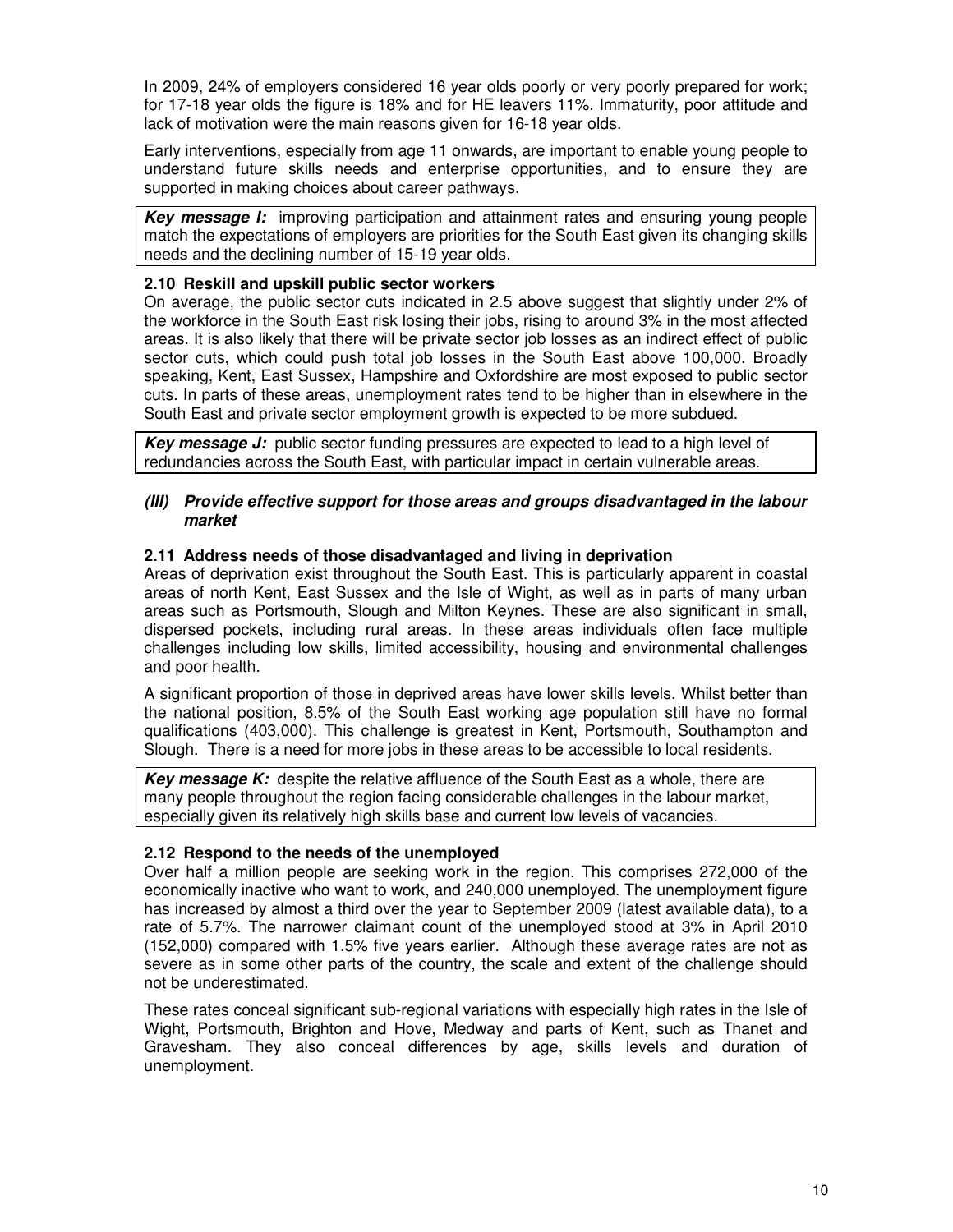In 2009, 24% of employers considered 16 year olds poorly or very poorly prepared for work; for 17-18 year olds the figure is 18% and for HE leavers 11%. Immaturity, poor attitude and lack of motivation were the main reasons given for 16-18 year olds.

Early interventions, especially from age 11 onwards, are important to enable young people to understand future skills needs and enterprise opportunities, and to ensure they are supported in making choices about career pathways.

> ***Key message I:*** improving participation and attainment rates and ensuring young people match the expectations of employers are priorities for the South East given its changing skills needs and the declining number of 15-19 year olds.

### 2.10 Reskill and upskill public sector workers

On average, the public sector cuts indicated in 2.5 above suggest that slightly under 2% of the workforce in the South East risk losing their jobs, rising to around 3% in the most affected areas. It is also likely that there will be private sector job losses as an indirect effect of public sector cuts, which could push total job losses in the South East above 100,000. Broadly speaking, Kent, East Sussex, Hampshire and Oxfordshire are most exposed to public sector cuts. In parts of these areas, unemployment rates tend to be higher than in elsewhere in the South East and private sector employment growth is expected to be more subdued.

> ***Key message J:*** public sector funding pressures are expected to lead to a high level of redundancies across the South East, with particular impact in certain vulnerable areas.

## *(III) Provide effective support for those areas and groups disadvantaged in the labour market*

### 2.11 Address needs of those disadvantaged and living in deprivation

Areas of deprivation exist throughout the South East. This is particularly apparent in coastal areas of north Kent, East Sussex and the Isle of Wight, as well as in parts of many urban areas such as Portsmouth, Slough and Milton Keynes. These are also significant in small, dispersed pockets, including rural areas. In these areas individuals often face multiple challenges including low skills, limited accessibility, housing and environmental challenges and poor health.

A significant proportion of those in deprived areas have lower skills levels. Whilst better than the national position, 8.5% of the South East working age population still have no formal qualifications (403,000). This challenge is greatest in Kent, Portsmouth, Southampton and Slough. There is a need for more jobs in these areas to be accessible to local residents.

> ***Key message K:*** despite the relative affluence of the South East as a whole, there are many people throughout the region facing considerable challenges in the labour market, especially given its relatively high skills base and current low levels of vacancies.

### 2.12 Respond to the needs of the unemployed

Over half a million people are seeking work in the region. This comprises 272,000 of the economically inactive who want to work, and 240,000 unemployed. The unemployment figure has increased by almost a third over the year to September 2009 (latest available data), to a rate of 5.7%. The narrower claimant count of the unemployed stood at 3% in April 2010 (152,000) compared with 1.5% five years earlier. Although these average rates are not as severe as in some other parts of the country, the scale and extent of the challenge should not be underestimated.

These rates conceal significant sub-regional variations with especially high rates in the Isle of Wight, Portsmouth, Brighton and Hove, Medway and parts of Kent, such as Thanet and Gravesham. They also conceal differences by age, skills levels and duration of unemployment.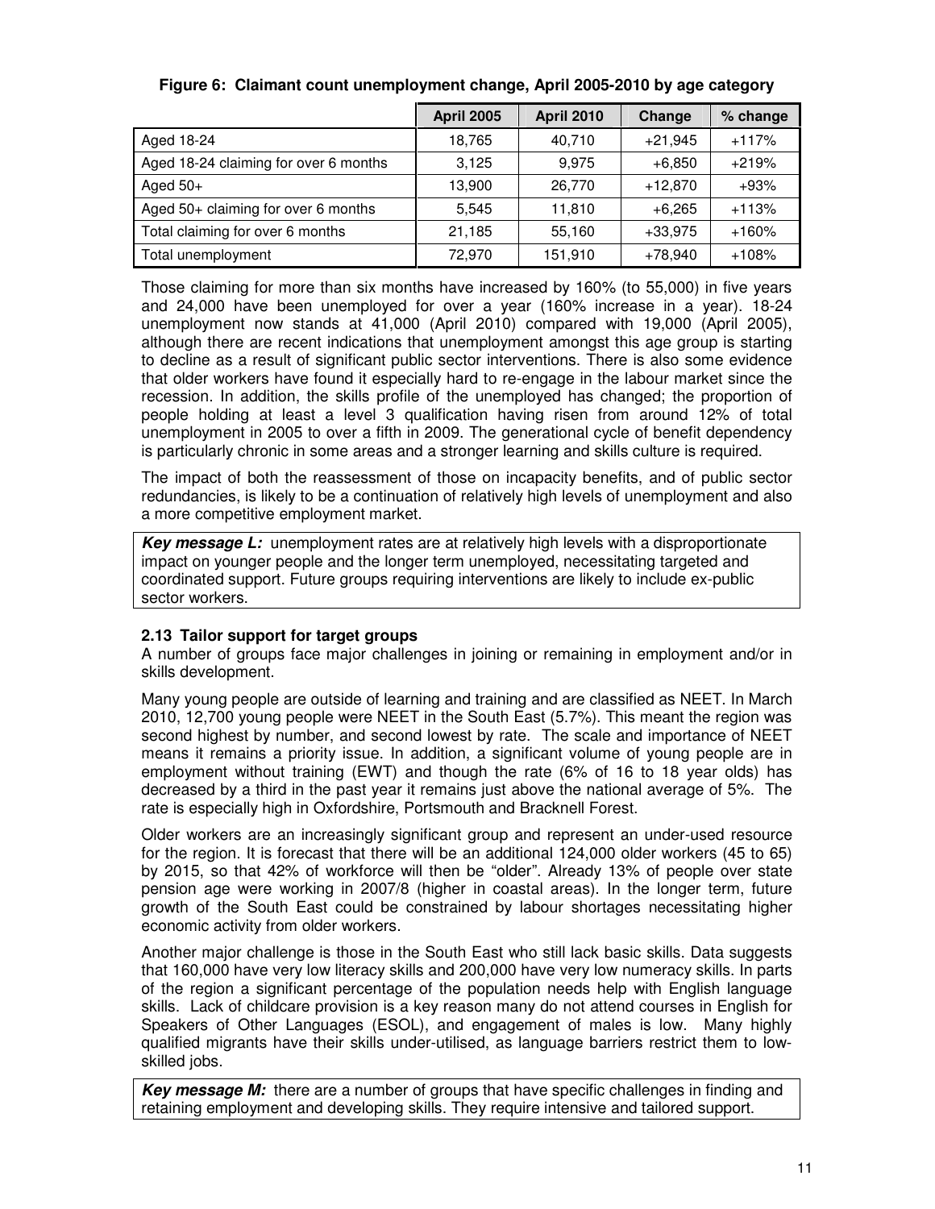**Figure 6: Claimant count unemployment change, April 2005-2010 by age category**

| | April 2005 | April 2010 | Change | % change |
|---|---|---|---|---|
| Aged 18-24 | 18,765 | 40,710 | +21,945 | +117% |
| Aged 18-24 claiming for over 6 months | 3,125 | 9,975 | +6,850 | +219% |
| Aged 50+ | 13,900 | 26,770 | +12,870 | +93% |
| Aged 50+ claiming for over 6 months | 5,545 | 11,810 | +6,265 | +113% |
| Total claiming for over 6 months | 21,185 | 55,160 | +33,975 | +160% |
| Total unemployment | 72,970 | 151,910 | +78,940 | +108% |

Those claiming for more than six months have increased by 160% (to 55,000) in five years and 24,000 have been unemployed for over a year (160% increase in a year). 18-24 unemployment now stands at 41,000 (April 2010) compared with 19,000 (April 2005), although there are recent indications that unemployment amongst this age group is starting to decline as a result of significant public sector interventions. There is also some evidence that older workers have found it especially hard to re-engage in the labour market since the recession. In addition, the skills profile of the unemployed has changed; the proportion of people holding at least a level 3 qualification having risen from around 12% of total unemployment in 2005 to over a fifth in 2009. The generational cycle of benefit dependency is particularly chronic in some areas and a stronger learning and skills culture is required.

The impact of both the reassessment of those on incapacity benefits, and of public sector redundancies, is likely to be a continuation of relatively high levels of unemployment and also a more competitive employment market.

> ***Key message L:*** unemployment rates are at relatively high levels with a disproportionate impact on younger people and the longer term unemployed, necessitating targeted and coordinated support. Future groups requiring interventions are likely to include ex-public sector workers.

### 2.13 Tailor support for target groups

A number of groups face major challenges in joining or remaining in employment and/or in skills development.

Many young people are outside of learning and training and are classified as NEET. In March 2010, 12,700 young people were NEET in the South East (5.7%). This meant the region was second highest by number, and second lowest by rate. The scale and importance of NEET means it remains a priority issue. In addition, a significant volume of young people are in employment without training (EWT) and though the rate (6% of 16 to 18 year olds) has decreased by a third in the past year it remains just above the national average of 5%. The rate is especially high in Oxfordshire, Portsmouth and Bracknell Forest.

Older workers are an increasingly significant group and represent an under-used resource for the region. It is forecast that there will be an additional 124,000 older workers (45 to 65) by 2015, so that 42% of workforce will then be "older". Already 13% of people over state pension age were working in 2007/8 (higher in coastal areas). In the longer term, future growth of the South East could be constrained by labour shortages necessitating higher economic activity from older workers.

Another major challenge is those in the South East who still lack basic skills. Data suggests that 160,000 have very low literacy skills and 200,000 have very low numeracy skills. In parts of the region a significant percentage of the population needs help with English language skills. Lack of childcare provision is a key reason many do not attend courses in English for Speakers of Other Languages (ESOL), and engagement of males is low. Many highly qualified migrants have their skills under-utilised, as language barriers restrict them to low-skilled jobs.

> ***Key message M:*** there are a number of groups that have specific challenges in finding and retaining employment and developing skills. They require intensive and tailored support.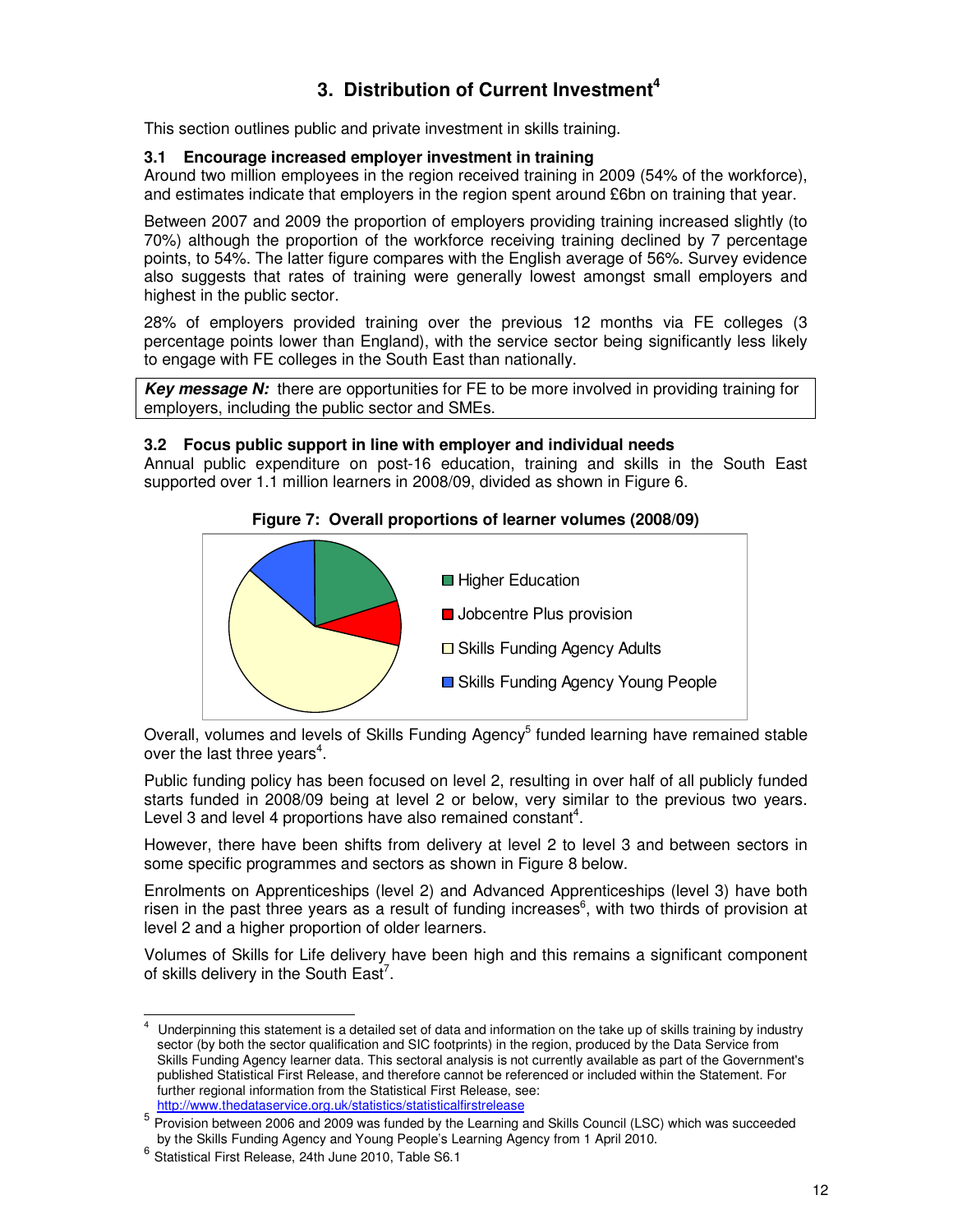## 3. Distribution of Current Investment[4]

This section outlines public and private investment in skills training.

### 3.1 Encourage increased employer investment in training

Around two million employees in the region received training in 2009 (54% of the workforce), and estimates indicate that employers in the region spent around £6bn on training that year.

Between 2007 and 2009 the proportion of employers providing training increased slightly (to 70%) although the proportion of the workforce receiving training declined by 7 percentage points, to 54%. The latter figure compares with the English average of 56%. Survey evidence also suggests that rates of training were generally lowest amongst small employers and highest in the public sector.

28% of employers provided training over the previous 12 months via FE colleges (3 percentage points lower than England), with the service sector being significantly less likely to engage with FE colleges in the South East than nationally.

> ***Key message N:*** there are opportunities for FE to be more involved in providing training for employers, including the public sector and SMEs.

### 3.2 Focus public support in line with employer and individual needs

Annual public expenditure on post-16 education, training and skills in the South East supported over 1.1 million learners in 2008/09, divided as shown in Figure 6.

**Figure 7: Overall proportions of learner volumes (2008/09)**

- Higher Education
- Jobcentre Plus provision
- Skills Funding Agency Adults
- Skills Funding Agency Young People

Overall, volumes and levels of Skills Funding Agency[5] funded learning have remained stable over the last three years[4].

Public funding policy has been focused on level 2, resulting in over half of all publicly funded starts funded in 2008/09 being at level 2 or below, very similar to the previous two years. Level 3 and level 4 proportions have also remained constant[4].

However, there have been shifts from delivery at level 2 to level 3 and between sectors in some specific programmes and sectors as shown in Figure 8 below.

Enrolments on Apprenticeships (level 2) and Advanced Apprenticeships (level 3) have both risen in the past three years as a result of funding increases[6], with two thirds of provision at level 2 and a higher proportion of older learners.

Volumes of Skills for Life delivery have been high and this remains a significant component of skills delivery in the South East[7].

---

[4] Underpinning this statement is a detailed set of data and information on the take up of skills training by industry sector (by both the sector qualification and SIC footprints) in the region, produced by the Data Service from Skills Funding Agency learner data. This sectoral analysis is not currently available as part of the Government's published Statistical First Release, and therefore cannot be referenced or included within the Statement. For further regional information from the Statistical First Release, see: http://www.thedataservice.org.uk/statistics/statisticalfirstrelease

[5] Provision between 2006 and 2009 was funded by the Learning and Skills Council (LSC) which was succeeded by the Skills Funding Agency and Young People's Learning Agency from 1 April 2010.

[6] Statistical First Release, 24th June 2010, Table S6.1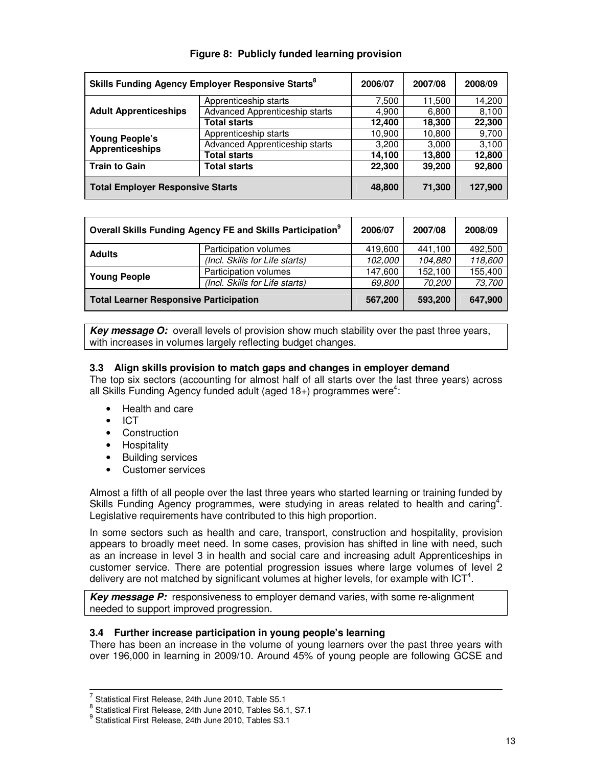**Figure 8: Publicly funded learning provision**

| Skills Funding Agency Employer Responsive Starts[8] | | 2006/07 | 2007/08 | 2008/09 |
|---|---|---|---|---|
| **Adult Apprenticeships** | Apprenticeship starts | 7,500 | 11,500 | 14,200 |
| | Advanced Apprenticeship starts | 4,900 | 6,800 | 8,100 |
| | **Total starts** | **12,400** | **18,300** | **22,300** |
| **Young People's Apprenticeships** | Apprenticeship starts | 10,900 | 10,800 | 9,700 |
| | Advanced Apprenticeship starts | 3,200 | 3,000 | 3,100 |
| | **Total starts** | **14,100** | **13,800** | **12,800** |
| **Train to Gain** | **Total starts** | **22,300** | **39,200** | **92,800** |
| **Total Employer Responsive Starts** | | **48,800** | **71,300** | **127,900** |

| Overall Skills Funding Agency FE and Skills Participation[9] | | 2006/07 | 2007/08 | 2008/09 |
|---|---|---|---|---|
| **Adults** | Participation volumes | 419,600 | 441,100 | 492,500 |
| | *(Incl. Skills for Life starts)* | *102,000* | *104,880* | *118,600* |
| **Young People** | Participation volumes | 147,600 | 152,100 | 155,400 |
| | *(Incl. Skills for Life starts)* | *69,800* | *70,200* | *73,700* |
| **Total Learner Responsive Participation** | | **567,200** | **593,200** | **647,900** |

***Key message O:*** overall levels of provision show much stability over the past three years, with increases in volumes largely reflecting budget changes.

### 3.3 Align skills provision to match gaps and changes in employer demand

The top six sectors (accounting for almost half of all starts over the last three years) across all Skills Funding Agency funded adult (aged 18+) programmes were[4]:

- Health and care
- ICT
- Construction
- Hospitality
- Building services
- Customer services

Almost a fifth of all people over the last three years who started learning or training funded by Skills Funding Agency programmes, were studying in areas related to health and caring[4]. Legislative requirements have contributed to this high proportion.

In some sectors such as health and care, transport, construction and hospitality, provision appears to broadly meet need. In some cases, provision has shifted in line with need, such as an increase in level 3 in health and social care and increasing adult Apprenticeships in customer service. There are potential progression issues where large volumes of level 2 delivery are not matched by significant volumes at higher levels, for example with ICT[4].

***Key message P:*** responsiveness to employer demand varies, with some re-alignment needed to support improved progression.

### 3.4 Further increase participation in young people's learning

There has been an increase in the volume of young learners over the past three years with over 196,000 in learning in 2009/10. Around 45% of young people are following GCSE and

---

[7] Statistical First Release, 24th June 2010, Table S5.1

[8] Statistical First Release, 24th June 2010, Tables S6.1, S7.1

[9] Statistical First Release, 24th June 2010, Tables S3.1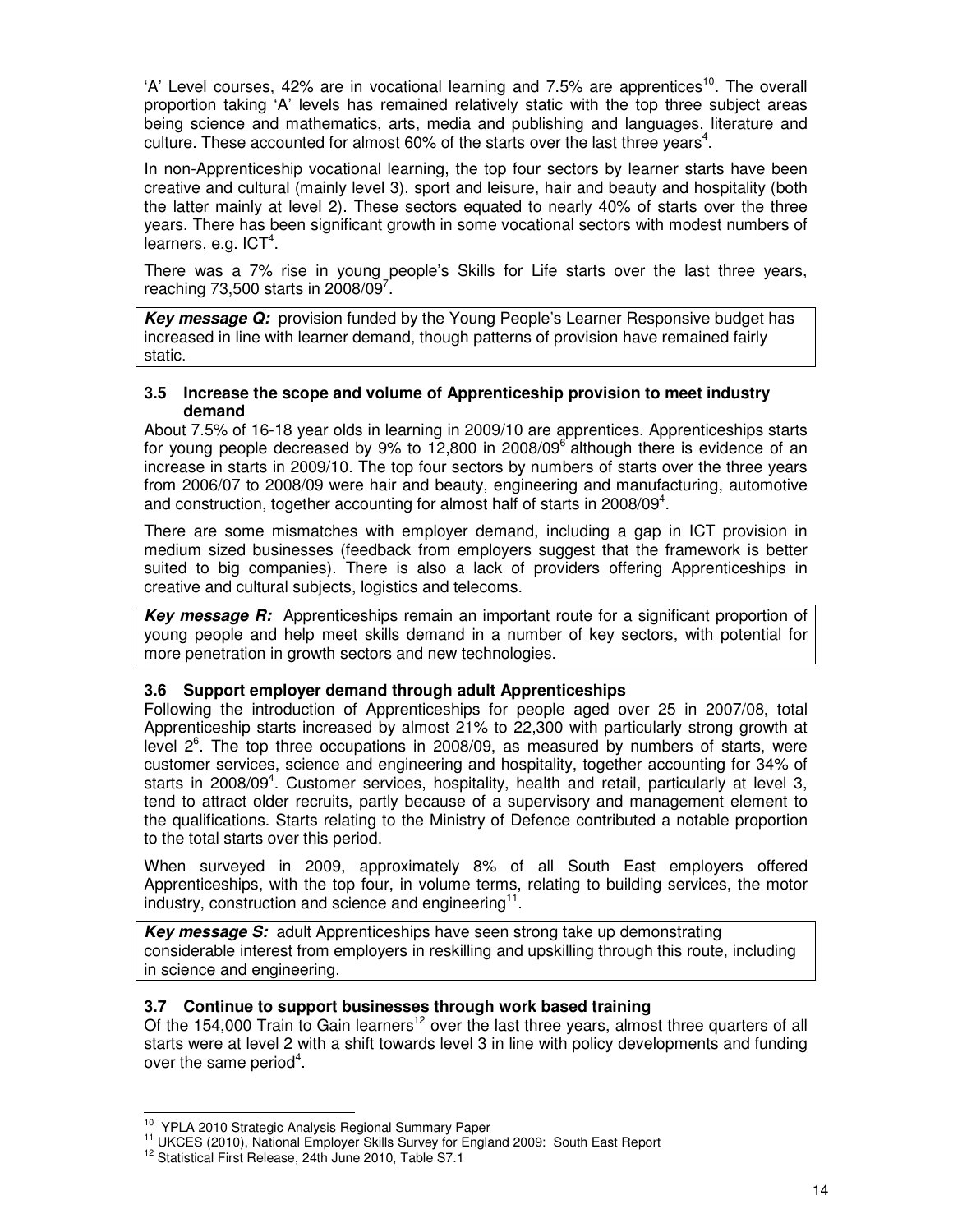'A' Level courses, 42% are in vocational learning and 7.5% are apprentices[10]. The overall proportion taking 'A' levels has remained relatively static with the top three subject areas being science and mathematics, arts, media and publishing and languages, literature and culture. These accounted for almost 60% of the starts over the last three years[4].

In non-Apprenticeship vocational learning, the top four sectors by learner starts have been creative and cultural (mainly level 3), sport and leisure, hair and beauty and hospitality (both the latter mainly at level 2). These sectors equated to nearly 40% of starts over the three years. There has been significant growth in some vocational sectors with modest numbers of learners, e.g. ICT[4].

There was a 7% rise in young people's Skills for Life starts over the last three years, reaching 73,500 starts in 2008/09[7].

***Key message Q:*** provision funded by the Young People's Learner Responsive budget has increased in line with learner demand, though patterns of provision have remained fairly static.

### 3.5 Increase the scope and volume of Apprenticeship provision to meet industry demand

About 7.5% of 16-18 year olds in learning in 2009/10 are apprentices. Apprenticeships starts for young people decreased by 9% to 12,800 in 2008/09[6] although there is evidence of an increase in starts in 2009/10. The top four sectors by numbers of starts over the three years from 2006/07 to 2008/09 were hair and beauty, engineering and manufacturing, automotive and construction, together accounting for almost half of starts in 2008/09[4].

There are some mismatches with employer demand, including a gap in ICT provision in medium sized businesses (feedback from employers suggest that the framework is better suited to big companies). There is also a lack of providers offering Apprenticeships in creative and cultural subjects, logistics and telecoms.

***Key message R:*** Apprenticeships remain an important route for a significant proportion of young people and help meet skills demand in a number of key sectors, with potential for more penetration in growth sectors and new technologies.

### 3.6 Support employer demand through adult Apprenticeships

Following the introduction of Apprenticeships for people aged over 25 in 2007/08, total Apprenticeship starts increased by almost 21% to 22,300 with particularly strong growth at level 2[6]. The top three occupations in 2008/09, as measured by numbers of starts, were customer services, science and engineering and hospitality, together accounting for 34% of starts in 2008/09[4]. Customer services, hospitality, health and retail, particularly at level 3, tend to attract older recruits, partly because of a supervisory and management element to the qualifications. Starts relating to the Ministry of Defence contributed a notable proportion to the total starts over this period.

When surveyed in 2009, approximately 8% of all South East employers offered Apprenticeships, with the top four, in volume terms, relating to building services, the motor industry, construction and science and engineering[11].

***Key message S:*** adult Apprenticeships have seen strong take up demonstrating considerable interest from employers in reskilling and upskilling through this route, including in science and engineering.

### 3.7 Continue to support businesses through work based training

Of the 154,000 Train to Gain learners[12] over the last three years, almost three quarters of all starts were at level 2 with a shift towards level 3 in line with policy developments and funding over the same period[4].

---

[10] YPLA 2010 Strategic Analysis Regional Summary Paper

[11] UKCES (2010), National Employer Skills Survey for England 2009: South East Report

[12] Statistical First Release, 24th June 2010, Table S7.1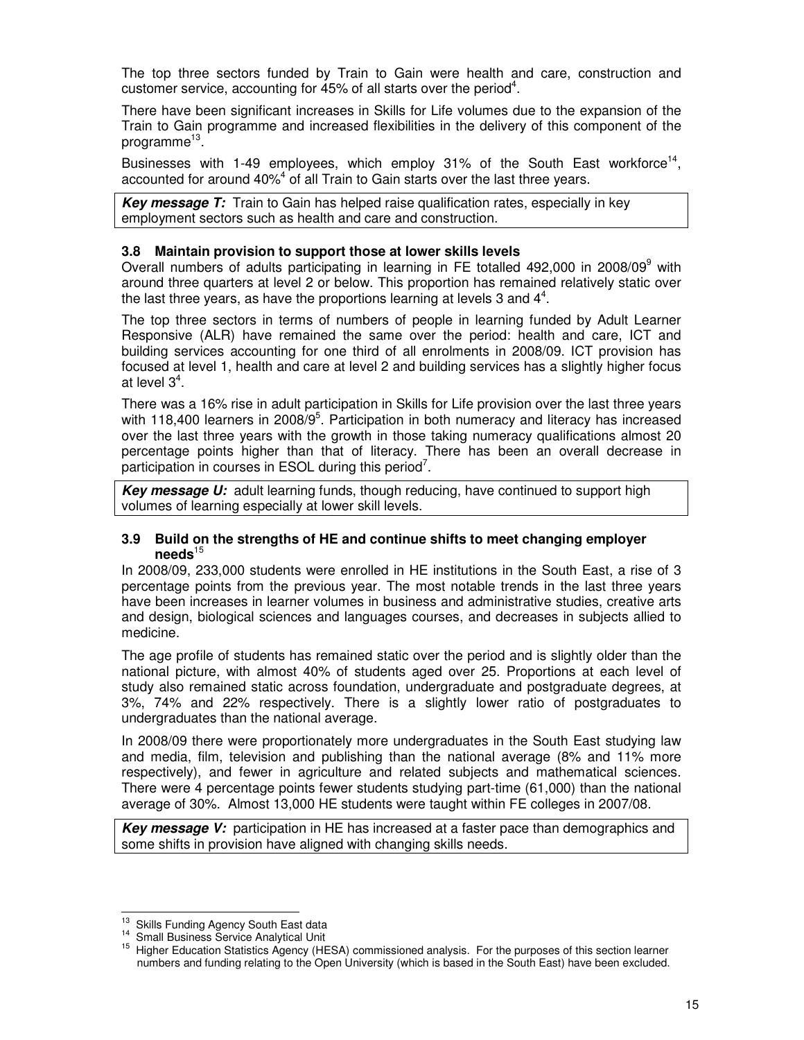The top three sectors funded by Train to Gain were health and care, construction and customer service, accounting for 45% of all starts over the period[4].

There have been significant increases in Skills for Life volumes due to the expansion of the Train to Gain programme and increased flexibilities in the delivery of this component of the programme[13].

Businesses with 1-49 employees, which employ 31% of the South East workforce[14], accounted for around 40%[4] of all Train to Gain starts over the last three years.

> ***Key message T:*** Train to Gain has helped raise qualification rates, especially in key employment sectors such as health and care and construction.

### 3.8 Maintain provision to support those at lower skills levels

Overall numbers of adults participating in learning in FE totalled 492,000 in 2008/09[9] with around three quarters at level 2 or below. This proportion has remained relatively static over the last three years, as have the proportions learning at levels 3 and 4[4].

The top three sectors in terms of numbers of people in learning funded by Adult Learner Responsive (ALR) have remained the same over the period: health and care, ICT and building services accounting for one third of all enrolments in 2008/09. ICT provision has focused at level 1, health and care at level 2 and building services has a slightly higher focus at level 3[4].

There was a 16% rise in adult participation in Skills for Life provision over the last three years with 118,400 learners in 2008/9[5]. Participation in both numeracy and literacy has increased over the last three years with the growth in those taking numeracy qualifications almost 20 percentage points higher than that of literacy. There has been an overall decrease in participation in courses in ESOL during this period[7].

> ***Key message U:*** adult learning funds, though reducing, have continued to support high volumes of learning especially at lower skill levels.

### 3.9 Build on the strengths of HE and continue shifts to meet changing employer needs[15]

In 2008/09, 233,000 students were enrolled in HE institutions in the South East, a rise of 3 percentage points from the previous year. The most notable trends in the last three years have been increases in learner volumes in business and administrative studies, creative arts and design, biological sciences and languages courses, and decreases in subjects allied to medicine.

The age profile of students has remained static over the period and is slightly older than the national picture, with almost 40% of students aged over 25. Proportions at each level of study also remained static across foundation, undergraduate and postgraduate degrees, at 3%, 74% and 22% respectively. There is a slightly lower ratio of postgraduates to undergraduates than the national average.

In 2008/09 there were proportionately more undergraduates in the South East studying law and media, film, television and publishing than the national average (8% and 11% more respectively), and fewer in agriculture and related subjects and mathematical sciences. There were 4 percentage points fewer students studying part-time (61,000) than the national average of 30%. Almost 13,000 HE students were taught within FE colleges in 2007/08.

> ***Key message V:*** participation in HE has increased at a faster pace than demographics and some shifts in provision have aligned with changing skills needs.

---

[13] Skills Funding Agency South East data

[14] Small Business Service Analytical Unit

[15] Higher Education Statistics Agency (HESA) commissioned analysis. For the purposes of this section learner numbers and funding relating to the Open University (which is based in the South East) have been excluded.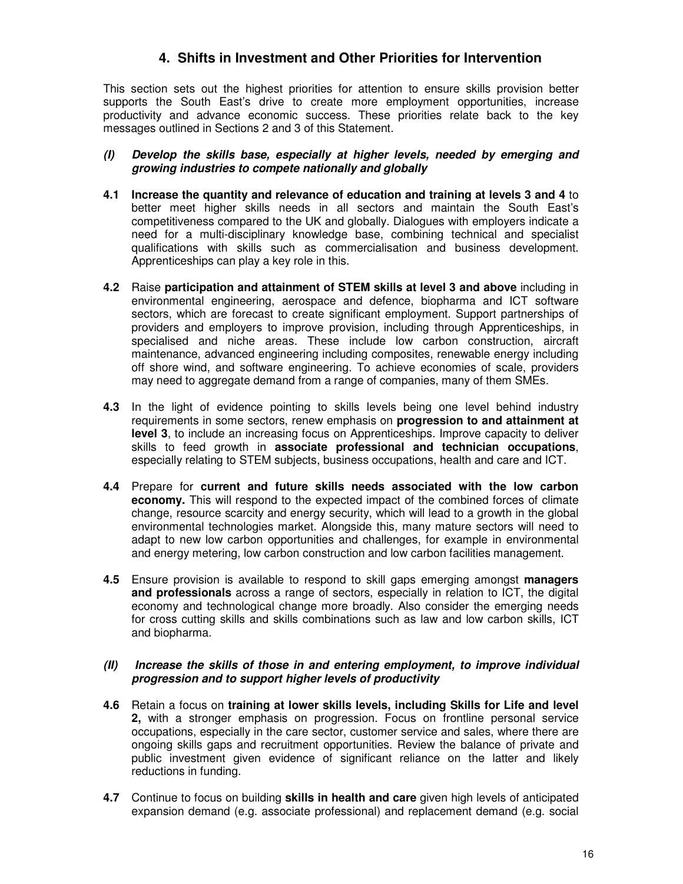## 4. Shifts in Investment and Other Priorities for Intervention

This section sets out the highest priorities for attention to ensure skills provision better supports the South East's drive to create more employment opportunities, increase productivity and advance economic success. These priorities relate back to the key messages outlined in Sections 2 and 3 of this Statement.

***(I) Develop the skills base, especially at higher levels, needed by emerging and growing industries to compete nationally and globally***

**4.1 Increase the quantity and relevance of education and training at levels 3 and 4** to better meet higher skills needs in all sectors and maintain the South East's competitiveness compared to the UK and globally. Dialogues with employers indicate a need for a multi-disciplinary knowledge base, combining technical and specialist qualifications with skills such as commercialisation and business development. Apprenticeships can play a key role in this.

**4.2** Raise **participation and attainment of STEM skills at level 3 and above** including in environmental engineering, aerospace and defence, biopharma and ICT software sectors, which are forecast to create significant employment. Support partnerships of providers and employers to improve provision, including through Apprenticeships, in specialised and niche areas. These include low carbon construction, aircraft maintenance, advanced engineering including composites, renewable energy including off shore wind, and software engineering. To achieve economies of scale, providers may need to aggregate demand from a range of companies, many of them SMEs.

**4.3** In the light of evidence pointing to skills levels being one level behind industry requirements in some sectors, renew emphasis on **progression to and attainment at level 3**, to include an increasing focus on Apprenticeships. Improve capacity to deliver skills to feed growth in **associate professional and technician occupations**, especially relating to STEM subjects, business occupations, health and care and ICT.

**4.4** Prepare for **current and future skills needs associated with the low carbon economy.** This will respond to the expected impact of the combined forces of climate change, resource scarcity and energy security, which will lead to a growth in the global environmental technologies market. Alongside this, many mature sectors will need to adapt to new low carbon opportunities and challenges, for example in environmental and energy metering, low carbon construction and low carbon facilities management.

**4.5** Ensure provision is available to respond to skill gaps emerging amongst **managers and professionals** across a range of sectors, especially in relation to ICT, the digital economy and technological change more broadly. Also consider the emerging needs for cross cutting skills and skills combinations such as law and low carbon skills, ICT and biopharma.

***(II) Increase the skills of those in and entering employment, to improve individual progression and to support higher levels of productivity***

**4.6** Retain a focus on **training at lower skills levels, including Skills for Life and level 2,** with a stronger emphasis on progression. Focus on frontline personal service occupations, especially in the care sector, customer service and sales, where there are ongoing skills gaps and recruitment opportunities. Review the balance of private and public investment given evidence of significant reliance on the latter and likely reductions in funding.

**4.7** Continue to focus on building **skills in health and care** given high levels of anticipated expansion demand (e.g. associate professional) and replacement demand (e.g. social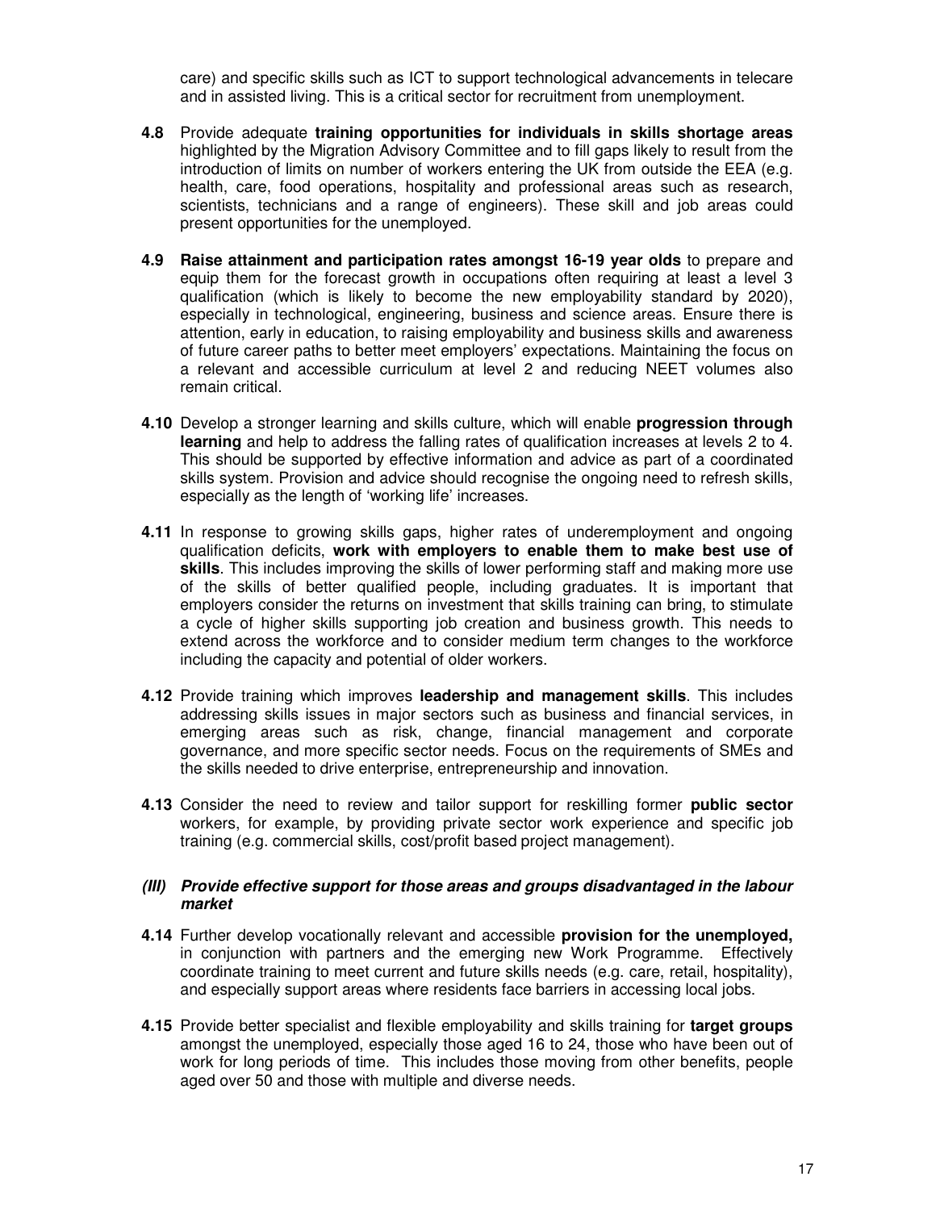care) and specific skills such as ICT to support technological advancements in telecare and in assisted living. This is a critical sector for recruitment from unemployment.

**4.8** Provide adequate **training opportunities for individuals in skills shortage areas** highlighted by the Migration Advisory Committee and to fill gaps likely to result from the introduction of limits on number of workers entering the UK from outside the EEA (e.g. health, care, food operations, hospitality and professional areas such as research, scientists, technicians and a range of engineers). These skill and job areas could present opportunities for the unemployed.

**4.9** **Raise attainment and participation rates amongst 16-19 year olds** to prepare and equip them for the forecast growth in occupations often requiring at least a level 3 qualification (which is likely to become the new employability standard by 2020), especially in technological, engineering, business and science areas. Ensure there is attention, early in education, to raising employability and business skills and awareness of future career paths to better meet employers' expectations. Maintaining the focus on a relevant and accessible curriculum at level 2 and reducing NEET volumes also remain critical.

**4.10** Develop a stronger learning and skills culture, which will enable **progression through learning** and help to address the falling rates of qualification increases at levels 2 to 4. This should be supported by effective information and advice as part of a coordinated skills system. Provision and advice should recognise the ongoing need to refresh skills, especially as the length of 'working life' increases.

**4.11** In response to growing skills gaps, higher rates of underemployment and ongoing qualification deficits, **work with employers to enable them to make best use of skills**. This includes improving the skills of lower performing staff and making more use of the skills of better qualified people, including graduates. It is important that employers consider the returns on investment that skills training can bring, to stimulate a cycle of higher skills supporting job creation and business growth. This needs to extend across the workforce and to consider medium term changes to the workforce including the capacity and potential of older workers.

**4.12** Provide training which improves **leadership and management skills**. This includes addressing skills issues in major sectors such as business and financial services, in emerging areas such as risk, change, financial management and corporate governance, and more specific sector needs. Focus on the requirements of SMEs and the skills needed to drive enterprise, entrepreneurship and innovation.

**4.13** Consider the need to review and tailor support for reskilling former **public sector** workers, for example, by providing private sector work experience and specific job training (e.g. commercial skills, cost/profit based project management).

### ***(III) Provide effective support for those areas and groups disadvantaged in the labour market***

**4.14** Further develop vocationally relevant and accessible **provision for the unemployed,** in conjunction with partners and the emerging new Work Programme. Effectively coordinate training to meet current and future skills needs (e.g. care, retail, hospitality), and especially support areas where residents face barriers in accessing local jobs.

**4.15** Provide better specialist and flexible employability and skills training for **target groups** amongst the unemployed, especially those aged 16 to 24, those who have been out of work for long periods of time. This includes those moving from other benefits, people aged over 50 and those with multiple and diverse needs.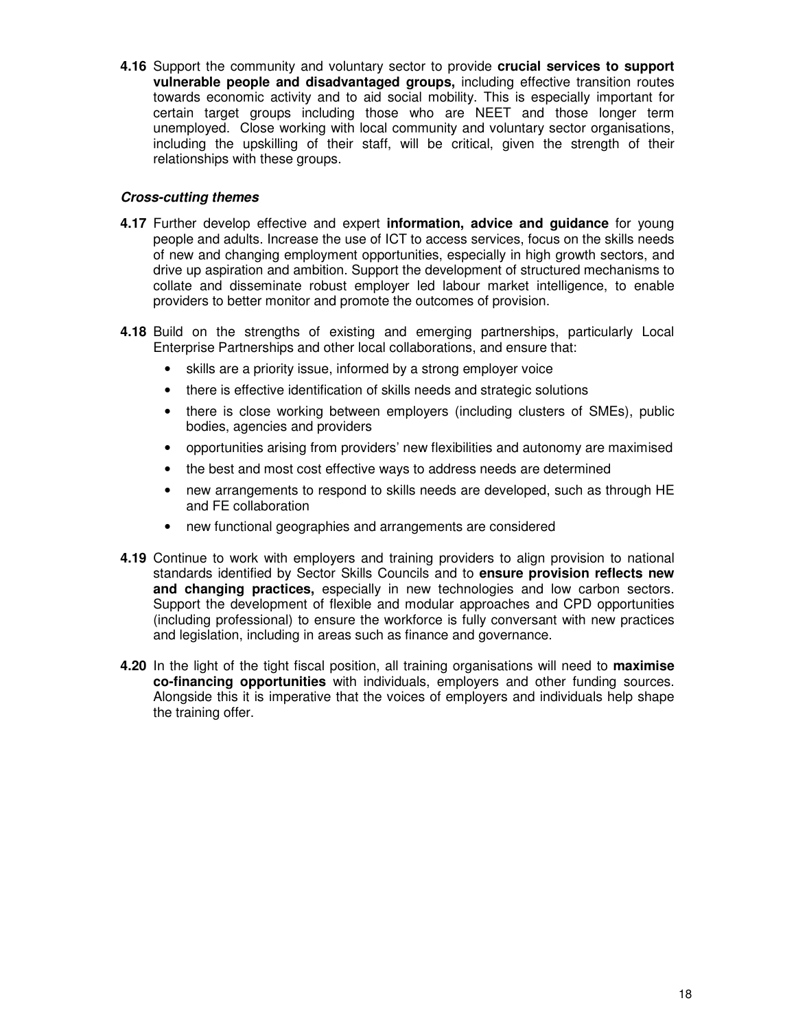**4.16** Support the community and voluntary sector to provide **crucial services to support vulnerable people and disadvantaged groups,** including effective transition routes towards economic activity and to aid social mobility. This is especially important for certain target groups including those who are NEET and those longer term unemployed. Close working with local community and voluntary sector organisations, including the upskilling of their staff, will be critical, given the strength of their relationships with these groups.

***Cross-cutting themes***

**4.17** Further develop effective and expert **information, advice and guidance** for young people and adults. Increase the use of ICT to access services, focus on the skills needs of new and changing employment opportunities, especially in high growth sectors, and drive up aspiration and ambition. Support the development of structured mechanisms to collate and disseminate robust employer led labour market intelligence, to enable providers to better monitor and promote the outcomes of provision.

**4.18** Build on the strengths of existing and emerging partnerships, particularly Local Enterprise Partnerships and other local collaborations, and ensure that:

- skills are a priority issue, informed by a strong employer voice
- there is effective identification of skills needs and strategic solutions
- there is close working between employers (including clusters of SMEs), public bodies, agencies and providers
- opportunities arising from providers' new flexibilities and autonomy are maximised
- the best and most cost effective ways to address needs are determined
- new arrangements to respond to skills needs are developed, such as through HE and FE collaboration
- new functional geographies and arrangements are considered

**4.19** Continue to work with employers and training providers to align provision to national standards identified by Sector Skills Councils and to **ensure provision reflects new and changing practices,** especially in new technologies and low carbon sectors. Support the development of flexible and modular approaches and CPD opportunities (including professional) to ensure the workforce is fully conversant with new practices and legislation, including in areas such as finance and governance.

**4.20** In the light of the tight fiscal position, all training organisations will need to **maximise co-financing opportunities** with individuals, employers and other funding sources. Alongside this it is imperative that the voices of employers and individuals help shape the training offer.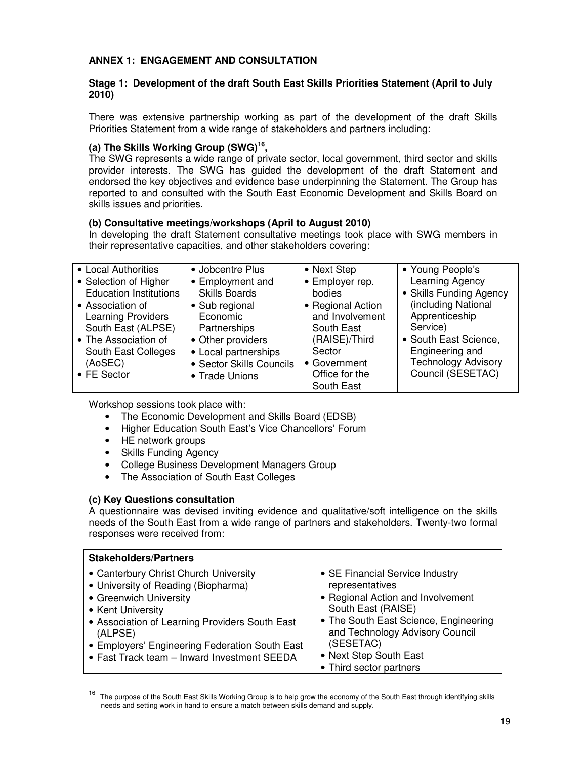## ANNEX 1: ENGAGEMENT AND CONSULTATION

### Stage 1: Development of the draft South East Skills Priorities Statement (April to July 2010)

There was extensive partnership working as part of the development of the draft Skills Priorities Statement from a wide range of stakeholders and partners including:

**(a) The Skills Working Group (SWG)[16],**

The SWG represents a wide range of private sector, local government, third sector and skills provider interests. The SWG has guided the development of the draft Statement and endorsed the key objectives and evidence base underpinning the Statement. The Group has reported to and consulted with the South East Economic Development and Skills Board on skills issues and priorities.

**(b) Consultative meetings/workshops (April to August 2010)**

In developing the draft Statement consultative meetings took place with SWG members in their representative capacities, and other stakeholders covering:

| | | | |
|---|---|---|---|
| • Local Authorities<br>• Selection of Higher Education Institutions<br>• Association of Learning Providers South East (ALPSE)<br>• The Association of South East Colleges (AoSEC)<br>• FE Sector | • Jobcentre Plus<br>• Employment and Skills Boards<br>• Sub regional Economic Partnerships<br>• Other providers<br>• Local partnerships<br>• Sector Skills Councils<br>• Trade Unions | • Next Step<br>• Employer rep. bodies<br>• Regional Action and Involvement South East (RAISE)/Third Sector<br>• Government Office for the South East | • Young People's Learning Agency<br>• Skills Funding Agency (including National Apprenticeship Service)<br>• South East Science, Engineering and Technology Advisory Council (SESETAC) |

Workshop sessions took place with:

- The Economic Development and Skills Board (EDSB)
- Higher Education South East's Vice Chancellors' Forum
- HE network groups
- Skills Funding Agency
- College Business Development Managers Group
- The Association of South East Colleges

**(c) Key Questions consultation**

A questionnaire was devised inviting evidence and qualitative/soft intelligence on the skills needs of the South East from a wide range of partners and stakeholders. Twenty-two formal responses were received from:

| Stakeholders/Partners | |
|---|---|
| • Canterbury Christ Church University<br>• University of Reading (Biopharma)<br>• Greenwich University<br>• Kent University<br>• Association of Learning Providers South East (ALPSE)<br>• Employers' Engineering Federation South East<br>• Fast Track team – Inward Investment SEEDA | • SE Financial Service Industry representatives<br>• Regional Action and Involvement South East (RAISE)<br>• The South East Science, Engineering and Technology Advisory Council (SESETAC)<br>• Next Step South East<br>• Third sector partners |

[16] The purpose of the South East Skills Working Group is to help grow the economy of the South East through identifying skills needs and setting work in hand to ensure a match between skills demand and supply.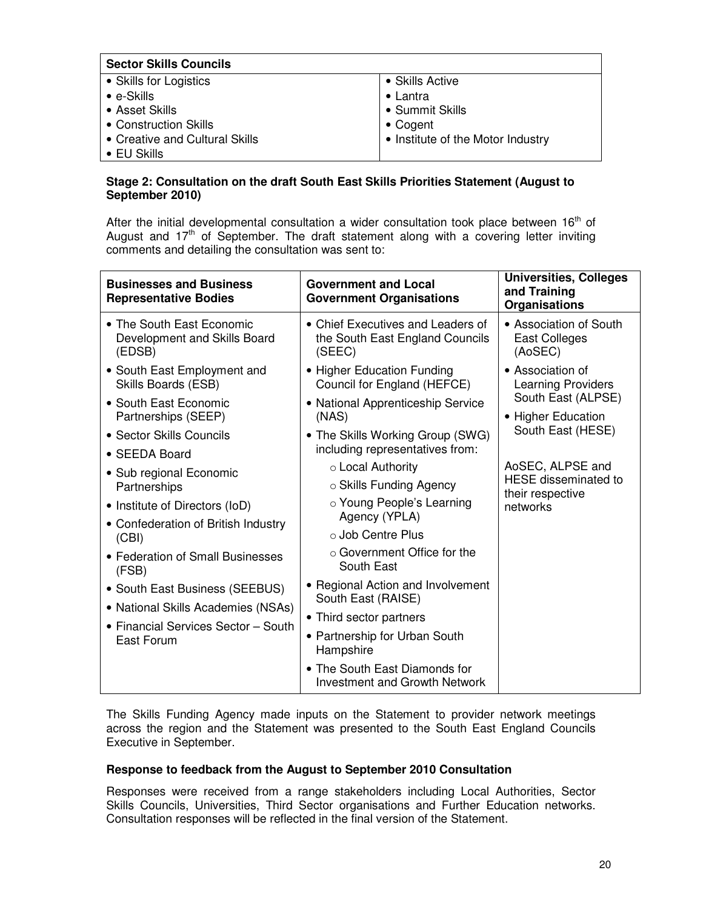| Sector Skills Councils | |
|---|---|
| • Skills for Logistics<br>• e-Skills<br>• Asset Skills<br>• Construction Skills<br>• Creative and Cultural Skills<br>• EU Skills | • Skills Active<br>• Lantra<br>• Summit Skills<br>• Cogent<br>• Institute of the Motor Industry |

**Stage 2: Consultation on the draft South East Skills Priorities Statement (August to September 2010)**

After the initial developmental consultation a wider consultation took place between 16th of August and 17th of September. The draft statement along with a covering letter inviting comments and detailing the consultation was sent to:

| Businesses and Business Representative Bodies | Government and Local Government Organisations | Universities, Colleges and Training Organisations |
|---|---|---|
| • The South East Economic Development and Skills Board (EDSB)<br>• South East Employment and Skills Boards (ESB)<br>• South East Economic Partnerships (SEEP)<br>• Sector Skills Councils<br>• SEEDA Board<br>• Sub regional Economic Partnerships<br>• Institute of Directors (IoD)<br>• Confederation of British Industry (CBI)<br>• Federation of Small Businesses (FSB)<br>• South East Business (SEEBUS)<br>• National Skills Academies (NSAs)<br>• Financial Services Sector – South East Forum | • Chief Executives and Leaders of the South East England Councils (SEEC)<br>• Higher Education Funding Council for England (HEFCE)<br>• National Apprenticeship Service (NAS)<br>• The Skills Working Group (SWG) including representatives from:<br>&nbsp;&nbsp;○ Local Authority<br>&nbsp;&nbsp;○ Skills Funding Agency<br>&nbsp;&nbsp;○ Young People's Learning Agency (YPLA)<br>&nbsp;&nbsp;○ Job Centre Plus<br>&nbsp;&nbsp;○ Government Office for the South East<br>• Regional Action and Involvement South East (RAISE)<br>• Third sector partners<br>• Partnership for Urban South Hampshire<br>• The South East Diamonds for Investment and Growth Network | • Association of South East Colleges (AoSEC)<br>• Association of Learning Providers South East (ALPSE)<br>• Higher Education South East (HESE)<br><br>AoSEC, ALPSE and HESE disseminated to their respective networks |

The Skills Funding Agency made inputs on the Statement to provider network meetings across the region and the Statement was presented to the South East England Councils Executive in September.

**Response to feedback from the August to September 2010 Consultation**

Responses were received from a range stakeholders including Local Authorities, Sector Skills Councils, Universities, Third Sector organisations and Further Education networks. Consultation responses will be reflected in the final version of the Statement.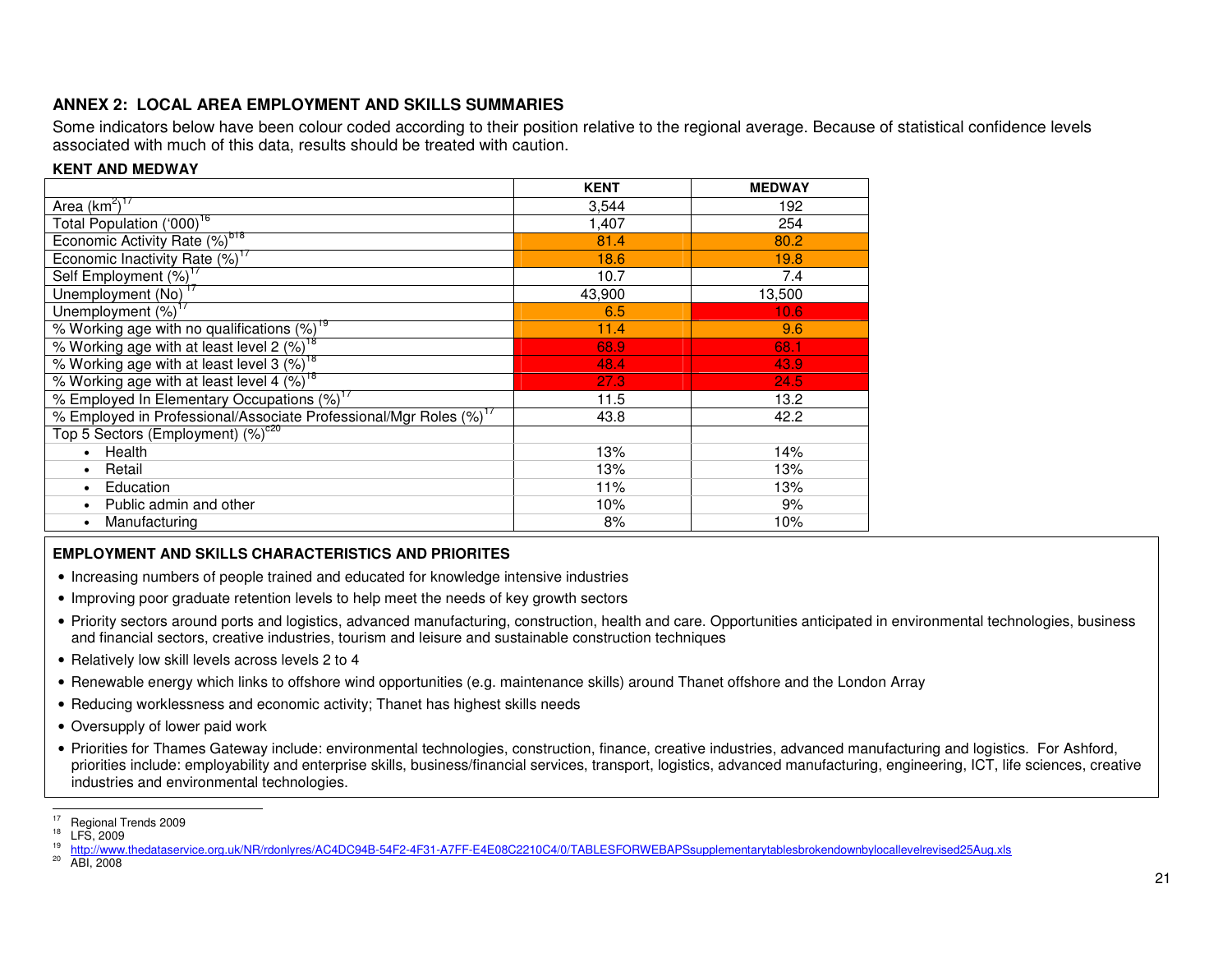## ANNEX 2: LOCAL AREA EMPLOYMENT AND SKILLS SUMMARIES

Some indicators below have been colour coded according to their position relative to the regional average. Because of statistical confidence levels associated with much of this data, results should be treated with caution.

**KENT AND MEDWAY**

| | KENT | MEDWAY |
|---|---|---|
| Area ($km^2$)[17] | 3,544 | 192 |
| Total Population ('000)[16] | 1,407 | 254 |
| Economic Activity Rate (%)[b18] | 81.4 | 80.2 |
| Economic Inactivity Rate (%)[17] | 18.6 | 19.8 |
| Self Employment (%)[17] | 10.7 | 7.4 |
| Unemployment (No)[17] | 43,900 | 13,500 |
| Unemployment (%)[17] | 6.5 | 10.6 |
| % Working age with no qualifications (%)[19] | 11.4 | 9.6 |
| % Working age with at least level 2 (%)[18] | 68.9 | 68.1 |
| % Working age with at least level 3 (%)[18] | 48.4 | 43.9 |
| % Working age with at least level 4 (%)[18] | 27.3 | 24.5 |
| % Employed In Elementary Occupations (%)[17] | 11.5 | 13.2 |
| % Employed in Professional/Associate Professional/Mgr Roles (%)[17] | 43.8 | 42.2 |
| Top 5 Sectors (Employment) (%)[c20] | | |
| • Health | 13% | 14% |
| • Retail | 13% | 13% |
| • Education | 11% | 13% |
| • Public admin and other | 10% | 9% |
| • Manufacturing | 8% | 10% |

**EMPLOYMENT AND SKILLS CHARACTERISTICS AND PRIORITES**

- Increasing numbers of people trained and educated for knowledge intensive industries
- Improving poor graduate retention levels to help meet the needs of key growth sectors
- Priority sectors around ports and logistics, advanced manufacturing, construction, health and care. Opportunities anticipated in environmental technologies, business and financial sectors, creative industries, tourism and leisure and sustainable construction techniques
- Relatively low skill levels across levels 2 to 4
- Renewable energy which links to offshore wind opportunities (e.g. maintenance skills) around Thanet offshore and the London Array
- Reducing worklessness and economic activity; Thanet has highest skills needs
- Oversupply of lower paid work
- Priorities for Thames Gateway include: environmental technologies, construction, finance, creative industries, advanced manufacturing and logistics. For Ashford, priorities include: employability and enterprise skills, business/financial services, transport, logistics, advanced manufacturing, engineering, ICT, life sciences, creative industries and environmental technologies.

---

[17] Regional Trends 2009
[18] LFS, 2009
[19] http://www.thedataservice.org.uk/NR/rdonlyres/AC4DC94B-54F2-4F31-A7FF-E4E08C2210C4/0/TABLESFORWEBAPSsupplementarytablesbrokendownbylocallevelrevised25Aug.xls
[20] ABI, 2008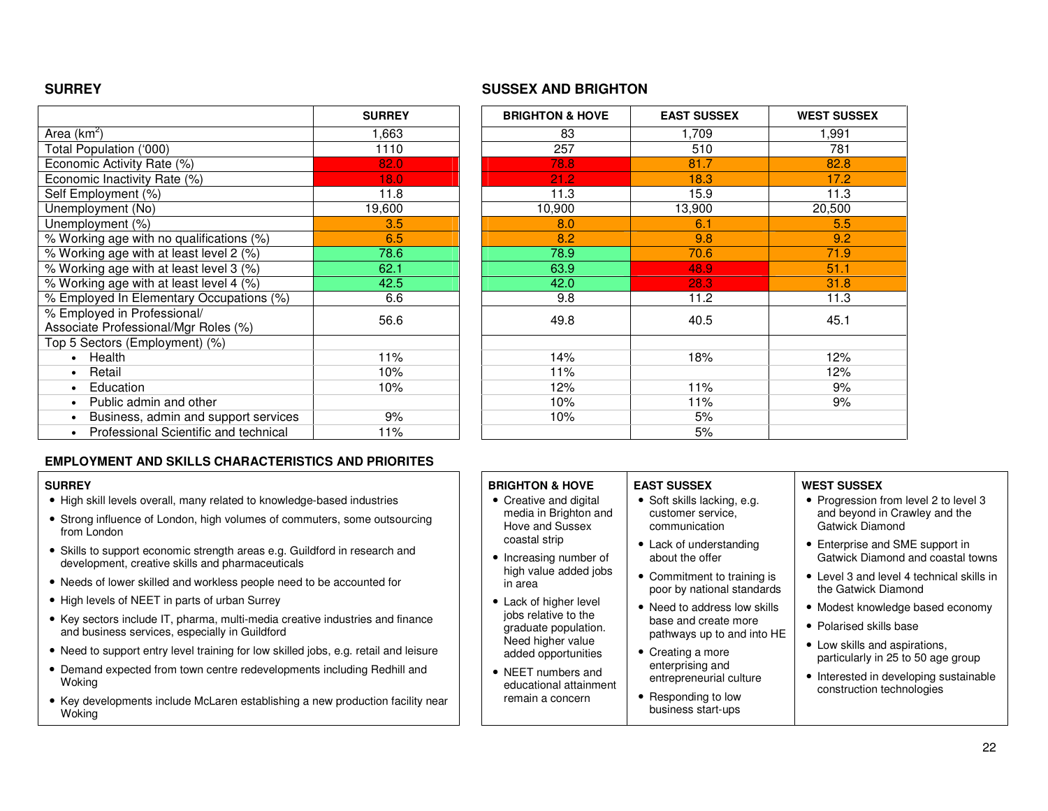## SURREY

| | SURREY |
|---|---|
| Area (km$^2$) | 1,663 |
| Total Population ('000) | 1110 |
| Economic Activity Rate (%) | 82.0 |
| Economic Inactivity Rate (%) | 18.0 |
| Self Employment (%) | 11.8 |
| Unemployment (No) | 19,600 |
| Unemployment (%) | 3.5 |
| % Working age with no qualifications (%) | 6.5 |
| % Working age with at least level 2 (%) | 78.6 |
| % Working age with at least level 3 (%) | 62.1 |
| % Working age with at least level 4 (%) | 42.5 |
| % Employed In Elementary Occupations (%) | 6.6 |
| % Employed in Professional/ Associate Professional/Mgr Roles (%) | 56.6 |
| Top 5 Sectors (Employment) (%) | |
| • Health | 11% |
| • Retail | 10% |
| • Education | 10% |
| • Public admin and other | |
| • Business, admin and support services | 9% |
| • Professional Scientific and technical | 11% |

## SUSSEX AND BRIGHTON

| BRIGHTON & HOVE | EAST SUSSEX | WEST SUSSEX |
|---|---|---|
| 83 | 1,709 | 1,991 |
| 257 | 510 | 781 |
| 78.8 | 81.7 | 82.8 |
| 21.2 | 18.3 | 17.2 |
| 11.3 | 15.9 | 11.3 |
| 10,900 | 13,900 | 20,500 |
| 8.0 | 6.1 | 5.5 |
| 8.2 | 9.8 | 9.2 |
| 78.9 | 70.6 | 71.9 |
| 63.9 | 48.9 | 51.1 |
| 42.0 | 28.3 | 31.8 |
| 9.8 | 11.2 | 11.3 |
| 49.8 | 40.5 | 45.1 |
| | | |
| 14% | 18% | 12% |
| 11% | | 12% |
| 12% | 11% | 9% |
| 10% | 11% | 9% |
| 10% | 5% | |
| | 5% | |

## EMPLOYMENT AND SKILLS CHARACTERISTICS AND PRIORITES

**SURREY**

- High skill levels overall, many related to knowledge-based industries
- Strong influence of London, high volumes of commuters, some outsourcing from London
- Skills to support economic strength areas e.g. Guildford in research and development, creative skills and pharmaceuticals
- Needs of lower skilled and workless people need to be accounted for
- High levels of NEET in parts of urban Surrey
- Key sectors include IT, pharma, multi-media creative industries and finance and business services, especially in Guildford
- Need to support entry level training for low skilled jobs, e.g. retail and leisure
- Demand expected from town centre redevelopments including Redhill and Woking
- Key developments include McLaren establishing a new production facility near Woking

**BRIGHTON & HOVE**

- Creative and digital media in Brighton and Hove and Sussex coastal strip
- Increasing number of high value added jobs in area
- Lack of higher level jobs relative to the graduate population. Need higher value added opportunities
- NEET numbers and educational attainment remain a concern

**EAST SUSSEX**

- Soft skills lacking, e.g. customer service, communication
- Lack of understanding about the offer
- Commitment to training is poor by national standards
- Need to address low skills base and create more pathways up to and into HE
- Creating a more enterprising and entrepreneurial culture
- Responding to low business start-ups

**WEST SUSSEX**

- Progression from level 2 to level 3 and beyond in Crawley and the Gatwick Diamond
- Enterprise and SME support in Gatwick Diamond and coastal towns
- Level 3 and level 4 technical skills in the Gatwick Diamond
- Modest knowledge based economy
- Polarised skills base
- Low skills and aspirations, particularly in 25 to 50 age group
- Interested in developing sustainable construction technologies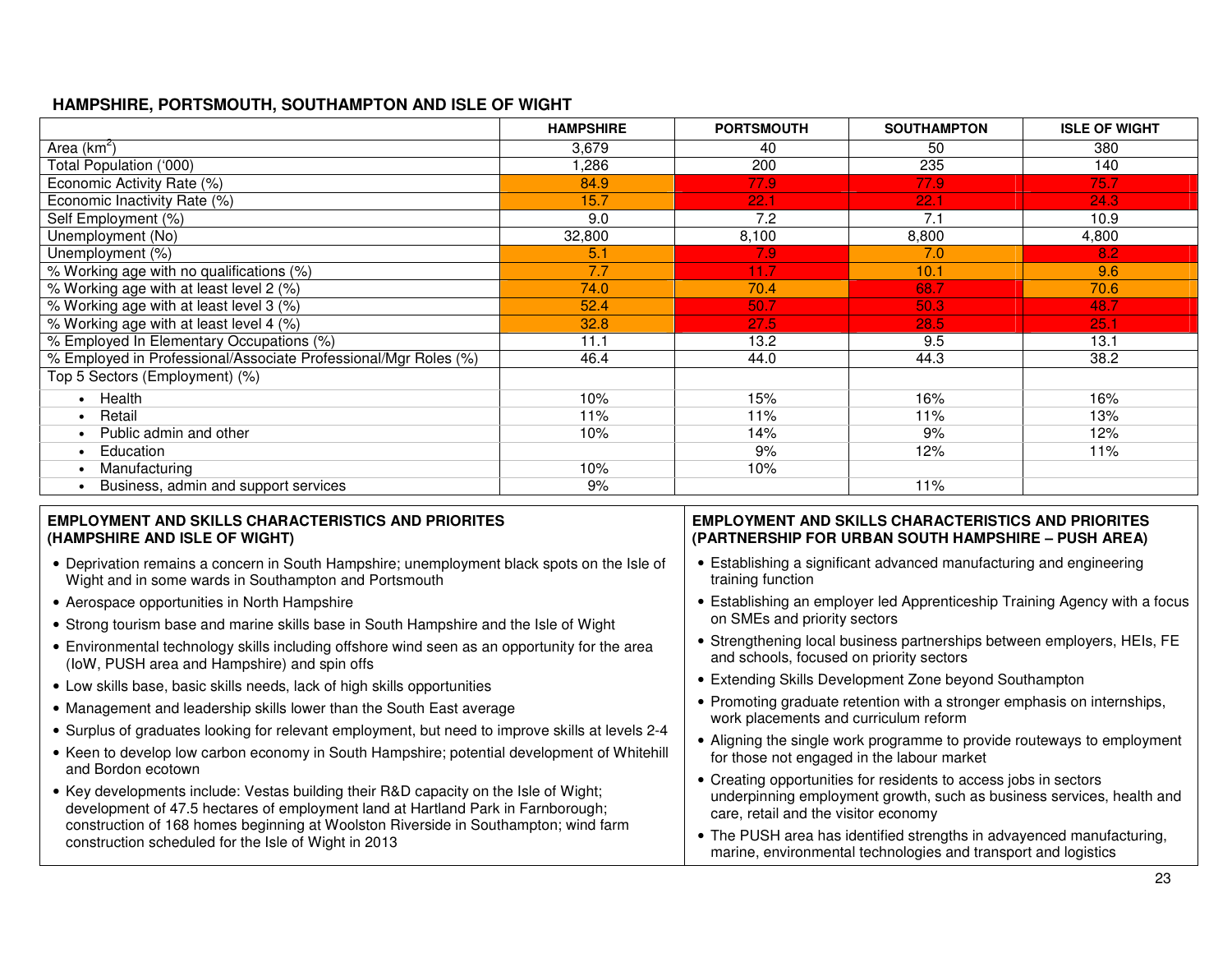## HAMPSHIRE, PORTSMOUTH, SOUTHAMPTON AND ISLE OF WIGHT

| | HAMPSHIRE | PORTSMOUTH | SOUTHAMPTON | ISLE OF WIGHT |
|---|---|---|---|---|
| Area (km$^2$) | 3,679 | 40 | 50 | 380 |
| Total Population ('000) | 1,286 | 200 | 235 | 140 |
| Economic Activity Rate (%) | 84.9 | 77.9 | 77.9 | 75.7 |
| Economic Inactivity Rate (%) | 15.7 | 22.1 | 22.1 | 24.3 |
| Self Employment (%) | 9.0 | 7.2 | 7.1 | 10.9 |
| Unemployment (No) | 32,800 | 8,100 | 8,800 | 4,800 |
| Unemployment (%) | 5.1 | 7.9 | 7.0 | 8.2 |
| % Working age with no qualifications (%) | 7.7 | 11.7 | 10.1 | 9.6 |
| % Working age with at least level 2 (%) | 74.0 | 70.4 | 68.7 | 70.6 |
| % Working age with at least level 3 (%) | 52.4 | 50.7 | 50.3 | 48.7 |
| % Working age with at least level 4 (%) | 32.8 | 27.5 | 28.5 | 25.1 |
| % Employed In Elementary Occupations (%) | 11.1 | 13.2 | 9.5 | 13.1 |
| % Employed in Professional/Associate Professional/Mgr Roles (%) | 46.4 | 44.0 | 44.3 | 38.2 |
| Top 5 Sectors (Employment) (%) | | | | |
| • Health | 10% | 15% | 16% | 16% |
| • Retail | 11% | 11% | 11% | 13% |
| • Public admin and other | 10% | 14% | 9% | 12% |
| • Education | | 9% | 12% | 11% |
| • Manufacturing | 10% | 10% | | |
| • Business, admin and support services | 9% | | 11% | |

### EMPLOYMENT AND SKILLS CHARACTERISTICS AND PRIORITES (HAMPSHIRE AND ISLE OF WIGHT)

- Deprivation remains a concern in South Hampshire; unemployment black spots on the Isle of Wight and in some wards in Southampton and Portsmouth
- Aerospace opportunities in North Hampshire
- Strong tourism base and marine skills base in South Hampshire and the Isle of Wight
- Environmental technology skills including offshore wind seen as an opportunity for the area (IoW, PUSH area and Hampshire) and spin offs
- Low skills base, basic skills needs, lack of high skills opportunities
- Management and leadership skills lower than the South East average
- Surplus of graduates looking for relevant employment, but need to improve skills at levels 2-4
- Keen to develop low carbon economy in South Hampshire; potential development of Whitehill and Bordon ecotown
- Key developments include: Vestas building their R&D capacity on the Isle of Wight; development of 47.5 hectares of employment land at Hartland Park in Farnborough; construction of 168 homes beginning at Woolston Riverside in Southampton; wind farm construction scheduled for the Isle of Wight in 2013

### EMPLOYMENT AND SKILLS CHARACTERISTICS AND PRIORITES (PARTNERSHIP FOR URBAN SOUTH HAMPSHIRE – PUSH AREA)

- Establishing a significant advanced manufacturing and engineering training function
- Establishing an employer led Apprenticeship Training Agency with a focus on SMEs and priority sectors
- Strengthening local business partnerships between employers, HEIs, FE and schools, focused on priority sectors
- Extending Skills Development Zone beyond Southampton
- Promoting graduate retention with a stronger emphasis on internships, work placements and curriculum reform
- Aligning the single work programme to provide routeways to employment for those not engaged in the labour market
- Creating opportunities for residents to access jobs in sectors underpinning employment growth, such as business services, health and care, retail and the visitor economy
- The PUSH area has identified strengths in advayenced manufacturing, marine, environmental technologies and transport and logistics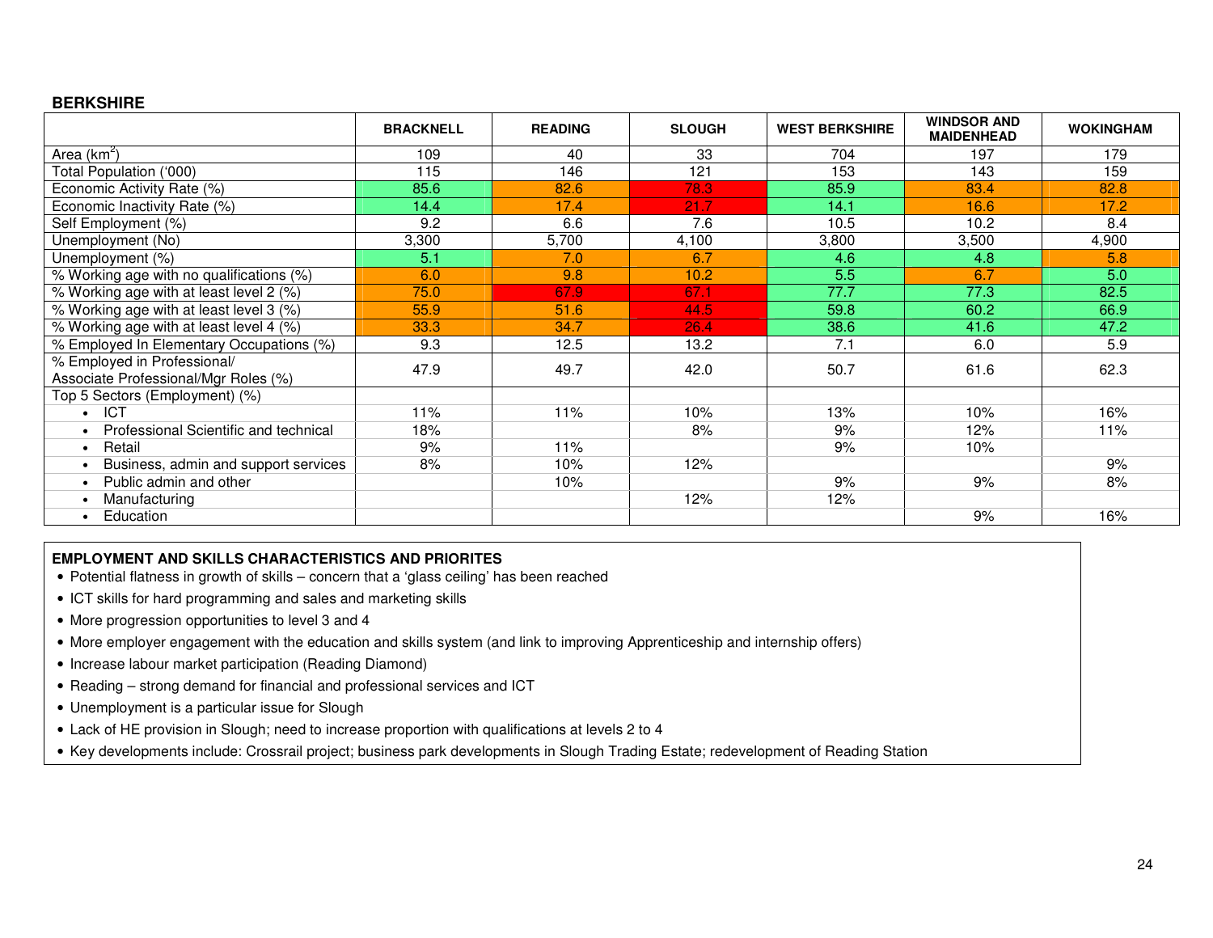## BERKSHIRE

| | BRACKNELL | READING | SLOUGH | WEST BERKSHIRE | WINDSOR AND MAIDENHEAD | WOKINGHAM |
|---|---|---|---|---|---|---|
| Area (km$^2$) | 109 | 40 | 33 | 704 | 197 | 179 |
| Total Population ('000) | 115 | 146 | 121 | 153 | 143 | 159 |
| Economic Activity Rate (%) | 85.6 | 82.6 | 78.3 | 85.9 | 83.4 | 82.8 |
| Economic Inactivity Rate (%) | 14.4 | 17.4 | 21.7 | 14.1 | 16.6 | 17.2 |
| Self Employment (%) | 9.2 | 6.6 | 7.6 | 10.5 | 10.2 | 8.4 |
| Unemployment (No) | 3,300 | 5,700 | 4,100 | 3,800 | 3,500 | 4,900 |
| Unemployment (%) | 5.1 | 7.0 | 6.7 | 4.6 | 4.8 | 5.8 |
| % Working age with no qualifications (%) | 6.0 | 9.8 | 10.2 | 5.5 | 6.7 | 5.0 |
| % Working age with at least level 2 (%) | 75.0 | 67.9 | 67.1 | 77.7 | 77.3 | 82.5 |
| % Working age with at least level 3 (%) | 55.9 | 51.6 | 44.5 | 59.8 | 60.2 | 66.9 |
| % Working age with at least level 4 (%) | 33.3 | 34.7 | 26.4 | 38.6 | 41.6 | 47.2 |
| % Employed In Elementary Occupations (%) | 9.3 | 12.5 | 13.2 | 7.1 | 6.0 | 5.9 |
| % Employed in Professional/ Associate Professional/Mgr Roles (%) | 47.9 | 49.7 | 42.0 | 50.7 | 61.6 | 62.3 |
| Top 5 Sectors (Employment) (%) | | | | | | |
| • ICT | 11% | 11% | 10% | 13% | 10% | 16% |
| • Professional Scientific and technical | 18% | | 8% | 9% | 12% | 11% |
| • Retail | 9% | 11% | | 9% | 10% | |
| • Business, admin and support services | 8% | 10% | 12% | | | 9% |
| • Public admin and other | | 10% | | 9% | 9% | 8% |
| • Manufacturing | | | 12% | 12% | | |
| • Education | | | | | 9% | 16% |

**EMPLOYMENT AND SKILLS CHARACTERISTICS AND PRIORITES**

- Potential flatness in growth of skills – concern that a 'glass ceiling' has been reached
- ICT skills for hard programming and sales and marketing skills
- More progression opportunities to level 3 and 4
- More employer engagement with the education and skills system (and link to improving Apprenticeship and internship offers)
- Increase labour market participation (Reading Diamond)
- Reading – strong demand for financial and professional services and ICT
- Unemployment is a particular issue for Slough
- Lack of HE provision in Slough; need to increase proportion with qualifications at levels 2 to 4
- Key developments include: Crossrail project; business park developments in Slough Trading Estate; redevelopment of Reading Station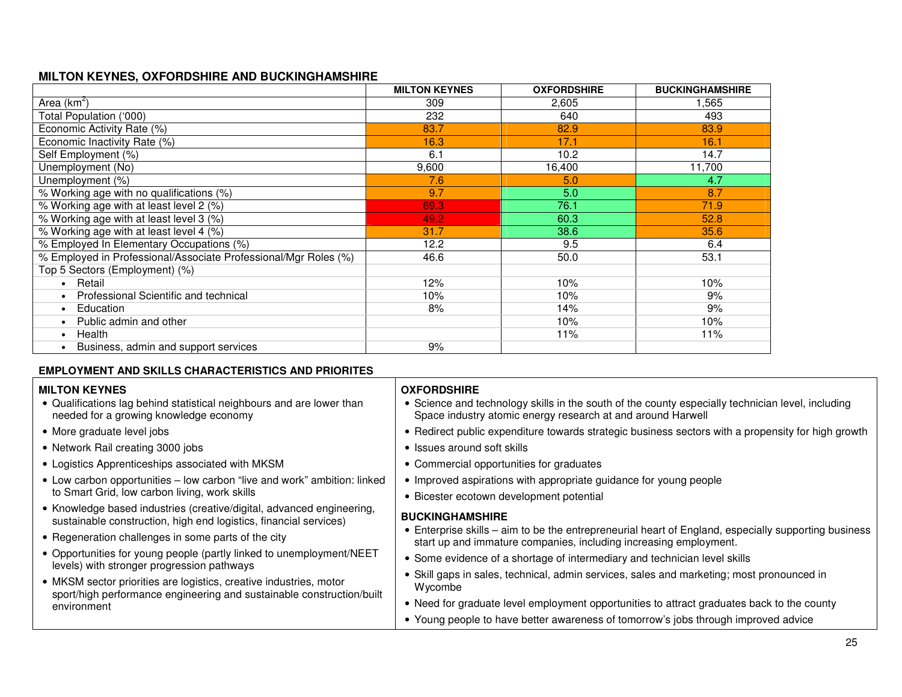## MILTON KEYNES, OXFORDSHIRE AND BUCKINGHAMSHIRE

| | MILTON KEYNES | OXFORDSHIRE | BUCKINGHAMSHIRE |
|---|---|---|---|
| Area (km$^2$) | 309 | 2,605 | 1,565 |
| Total Population ('000) | 232 | 640 | 493 |
| Economic Activity Rate (%) | 83.7 | 82.9 | 83.9 |
| Economic Inactivity Rate (%) | 16.3 | 17.1 | 16.1 |
| Self Employment (%) | 6.1 | 10.2 | 14.7 |
| Unemployment (No) | 9,600 | 16,400 | 11,700 |
| Unemployment (%) | 7.6 | 5.0 | 4.7 |
| % Working age with no qualifications (%) | 9.7 | 5.0 | 8.7 |
| % Working age with at least level 2 (%) | 69.3 | 76.1 | 71.9 |
| % Working age with at least level 3 (%) | 49.2 | 60.3 | 52.8 |
| % Working age with at least level 4 (%) | 31.7 | 38.6 | 35.6 |
| % Employed In Elementary Occupations (%) | 12.2 | 9.5 | 6.4 |
| % Employed in Professional/Associate Professional/Mgr Roles (%) | 46.6 | 50.0 | 53.1 |
| Top 5 Sectors (Employment) (%) | | | |
| • Retail | 12% | 10% | 10% |
| • Professional Scientific and technical | 10% | 10% | 9% |
| • Education | 8% | 14% | 9% |
| • Public admin and other | | 10% | 10% |
| • Health | | 11% | 11% |
| • Business, admin and support services | 9% | | |

### EMPLOYMENT AND SKILLS CHARACTERISTICS AND PRIORITES

**MILTON KEYNES**

- Qualifications lag behind statistical neighbours and are lower than needed for a growing knowledge economy
- More graduate level jobs
- Network Rail creating 3000 jobs
- Logistics Apprenticeships associated with MKSM
- Low carbon opportunities – low carbon "live and work" ambition: linked to Smart Grid, low carbon living, work skills
- Knowledge based industries (creative/digital, advanced engineering, sustainable construction, high end logistics, financial services)
- Regeneration challenges in some parts of the city
- Opportunities for young people (partly linked to unemployment/NEET levels) with stronger progression pathways
- MKSM sector priorities are logistics, creative industries, motor sport/high performance engineering and sustainable construction/built environment

**OXFORDSHIRE**

- Science and technology skills in the south of the county especially technician level, including Space industry atomic energy research at and around Harwell
- Redirect public expenditure towards strategic business sectors with a propensity for high growth
- Issues around soft skills
- Commercial opportunities for graduates
- Improved aspirations with appropriate guidance for young people
- Bicester ecotown development potential

**BUCKINGHAMSHIRE**

- Enterprise skills – aim to be the entrepreneurial heart of England, especially supporting business start up and immature companies, including increasing employment.
- Some evidence of a shortage of intermediary and technician level skills
- Skill gaps in sales, technical, admin services, sales and marketing; most pronounced in Wycombe
- Need for graduate level employment opportunities to attract graduates back to the county
- Young people to have better awareness of tomorrow's jobs through improved advice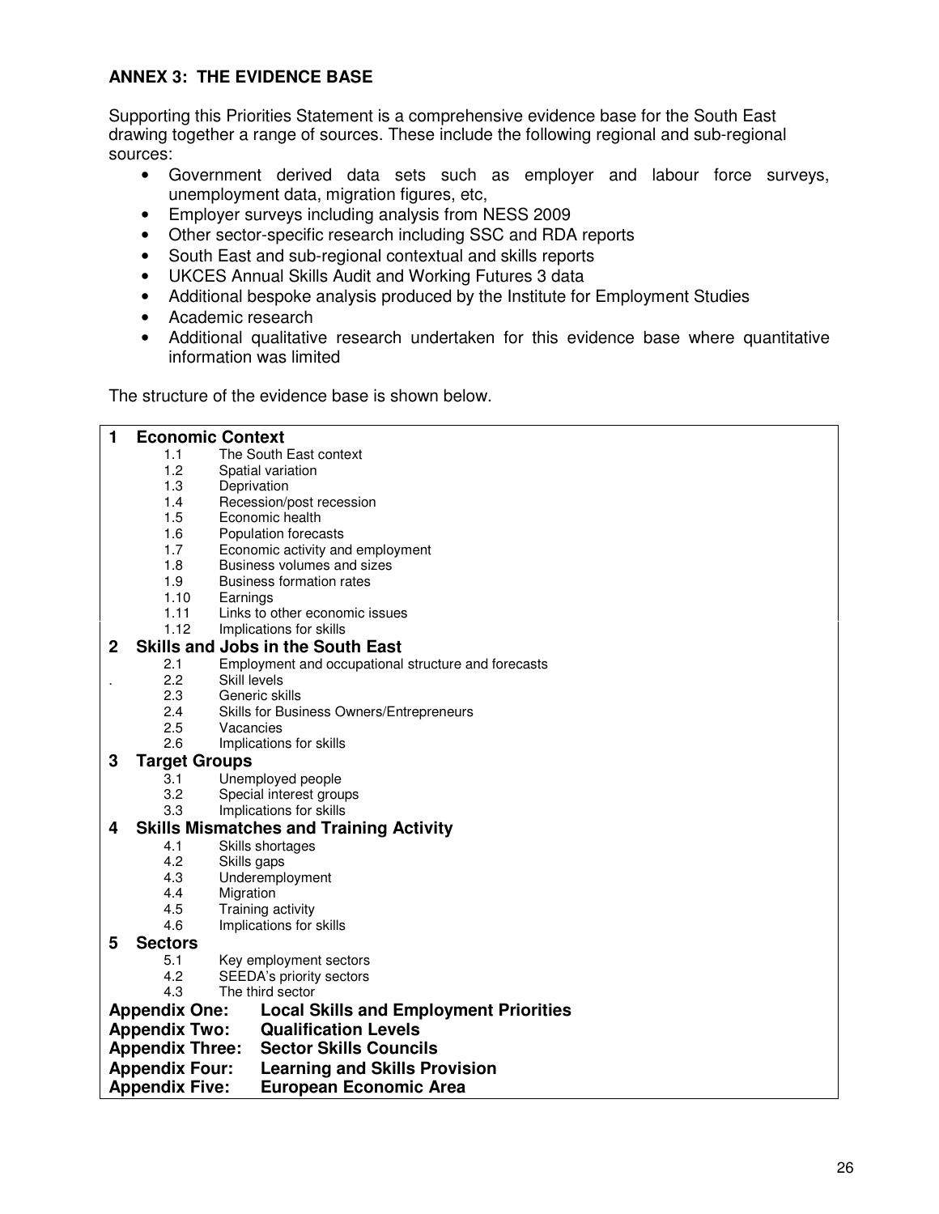## ANNEX 3: THE EVIDENCE BASE

Supporting this Priorities Statement is a comprehensive evidence base for the South East drawing together a range of sources. These include the following regional and sub-regional sources:

- Government derived data sets such as employer and labour force surveys, unemployment data, migration figures, etc,
- Employer surveys including analysis from NESS 2009
- Other sector-specific research including SSC and RDA reports
- South East and sub-regional contextual and skills reports
- UKCES Annual Skills Audit and Working Futures 3 data
- Additional bespoke analysis produced by the Institute for Employment Studies
- Academic research
- Additional qualitative research undertaken for this evidence base where quantitative information was limited

The structure of the evidence base is shown below.

**1 Economic Context**

- 1.1 The South East context
- 1.2 Spatial variation
- 1.3 Deprivation
- 1.4 Recession/post recession
- 1.5 Economic health
- 1.6 Population forecasts
- 1.7 Economic activity and employment
- 1.8 Business volumes and sizes
- 1.9 Business formation rates
- 1.10 Earnings
- 1.11 Links to other economic issues
- 1.12 Implications for skills

**2 Skills and Jobs in the South East**

- 2.1 Employment and occupational structure and forecasts
- 2.2 Skill levels
- 2.3 Generic skills
- 2.4 Skills for Business Owners/Entrepreneurs
- 2.5 Vacancies
- 2.6 Implications for skills

**3 Target Groups**

- 3.1 Unemployed people
- 3.2 Special interest groups
- 3.3 Implications for skills

**4 Skills Mismatches and Training Activity**

- 4.1 Skills shortages
- 4.2 Skills gaps
- 4.3 Underemployment
- 4.4 Migration
- 4.5 Training activity
- 4.6 Implications for skills

**5 Sectors**

- 5.1 Key employment sectors
- 4.2 SEEDA's priority sectors
- 4.3 The third sector

**Appendix One: Local Skills and Employment Priorities**

**Appendix Two: Qualification Levels**

**Appendix Three: Sector Skills Councils**

**Appendix Four: Learning and Skills Provision**

**Appendix Five: European Economic Area**